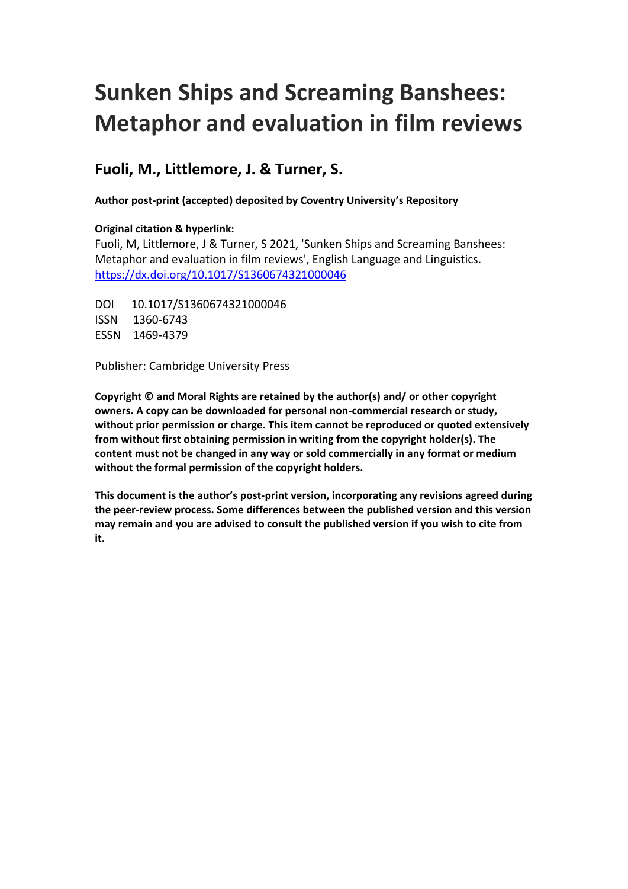# Sunken Ships and Screaming Banshees: Metaphor and evaluation in film reviews

## Fuoli, M., Littlemore, J. & Turner, S.

**Author post-print (accepted) deposited by Coventry University's Repository**

**Original citation & hyperlink:**

Fuoli, M, Littlemore, J & Turner, S 2021, 'Sunken Ships and Screaming Banshees: Metaphor and evaluation in film reviews', English Language and Linguistics.
https://dx.doi.org/10.1017/S1360674321000046

DOI 10.1017/S1360674321000046
ISSN 1360-6743
ESSN 1469-4379

Publisher: Cambridge University Press

**Copyright © and Moral Rights are retained by the author(s) and/ or other copyright owners. A copy can be downloaded for personal non-commercial research or study, without prior permission or charge. This item cannot be reproduced or quoted extensively from without first obtaining permission in writing from the copyright holder(s). The content must not be changed in any way or sold commercially in any format or medium without the formal permission of the copyright holders.**

**This document is the author's post-print version, incorporating any revisions agreed during the peer-review process. Some differences between the published version and this version may remain and you are advised to consult the published version if you wish to cite from it.**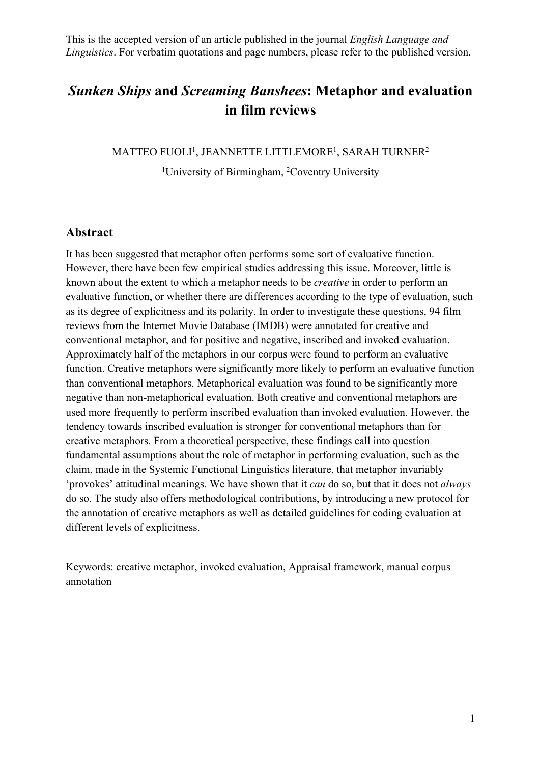This is the accepted version of an article published in the journal *English Language and Linguistics*. For verbatim quotations and page numbers, please refer to the published version.

# *Sunken Ships* and *Screaming Banshees*: Metaphor and evaluation in film reviews

MATTEO FUOLI[1], JEANNETTE LITTLEMORE[1], SARAH TURNER[2]

[1]University of Birmingham, [2]Coventry University

## Abstract

It has been suggested that metaphor often performs some sort of evaluative function. However, there have been few empirical studies addressing this issue. Moreover, little is known about the extent to which a metaphor needs to be *creative* in order to perform an evaluative function, or whether there are differences according to the type of evaluation, such as its degree of explicitness and its polarity. In order to investigate these questions, 94 film reviews from the Internet Movie Database (IMDB) were annotated for creative and conventional metaphor, and for positive and negative, inscribed and invoked evaluation. Approximately half of the metaphors in our corpus were found to perform an evaluative function. Creative metaphors were significantly more likely to perform an evaluative function than conventional metaphors. Metaphorical evaluation was found to be significantly more negative than non-metaphorical evaluation. Both creative and conventional metaphors are used more frequently to perform inscribed evaluation than invoked evaluation. However, the tendency towards inscribed evaluation is stronger for conventional metaphors than for creative metaphors. From a theoretical perspective, these findings call into question fundamental assumptions about the role of metaphor in performing evaluation, such as the claim, made in the Systemic Functional Linguistics literature, that metaphor invariably 'provokes' attitudinal meanings. We have shown that it *can* do so, but that it does not *always* do so. The study also offers methodological contributions, by introducing a new protocol for the annotation of creative metaphors as well as detailed guidelines for coding evaluation at different levels of explicitness.

Keywords: creative metaphor, invoked evaluation, Appraisal framework, manual corpus annotation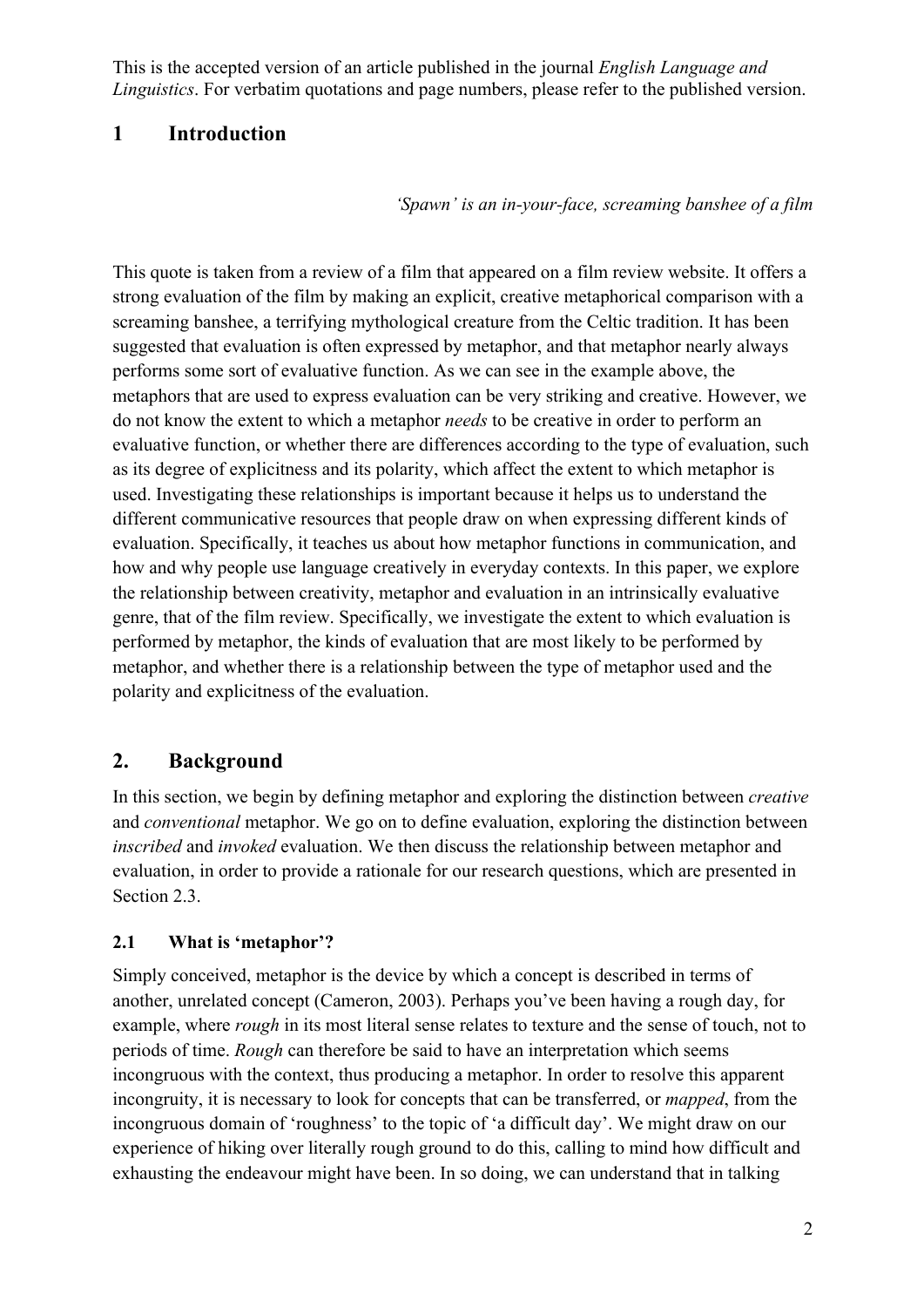This is the accepted version of an article published in the journal *English Language and Linguistics*. For verbatim quotations and page numbers, please refer to the published version.

# 1 Introduction

*'Spawn' is an in-your-face, screaming banshee of a film*

This quote is taken from a review of a film that appeared on a film review website. It offers a strong evaluation of the film by making an explicit, creative metaphorical comparison with a screaming banshee, a terrifying mythological creature from the Celtic tradition. It has been suggested that evaluation is often expressed by metaphor, and that metaphor nearly always performs some sort of evaluative function. As we can see in the example above, the metaphors that are used to express evaluation can be very striking and creative. However, we do not know the extent to which a metaphor *needs* to be creative in order to perform an evaluative function, or whether there are differences according to the type of evaluation, such as its degree of explicitness and its polarity, which affect the extent to which metaphor is used. Investigating these relationships is important because it helps us to understand the different communicative resources that people draw on when expressing different kinds of evaluation. Specifically, it teaches us about how metaphor functions in communication, and how and why people use language creatively in everyday contexts. In this paper, we explore the relationship between creativity, metaphor and evaluation in an intrinsically evaluative genre, that of the film review. Specifically, we investigate the extent to which evaluation is performed by metaphor, the kinds of evaluation that are most likely to be performed by metaphor, and whether there is a relationship between the type of metaphor used and the polarity and explicitness of the evaluation.

# 2. Background

In this section, we begin by defining metaphor and exploring the distinction between *creative* and *conventional* metaphor. We go on to define evaluation, exploring the distinction between *inscribed* and *invoked* evaluation. We then discuss the relationship between metaphor and evaluation, in order to provide a rationale for our research questions, which are presented in Section 2.3.

## 2.1 What is 'metaphor'?

Simply conceived, metaphor is the device by which a concept is described in terms of another, unrelated concept (Cameron, 2003). Perhaps you've been having a rough day, for example, where *rough* in its most literal sense relates to texture and the sense of touch, not to periods of time. *Rough* can therefore be said to have an interpretation which seems incongruous with the context, thus producing a metaphor. In order to resolve this apparent incongruity, it is necessary to look for concepts that can be transferred, or *mapped*, from the incongruous domain of 'roughness' to the topic of 'a difficult day'. We might draw on our experience of hiking over literally rough ground to do this, calling to mind how difficult and exhausting the endeavour might have been. In so doing, we can understand that in talking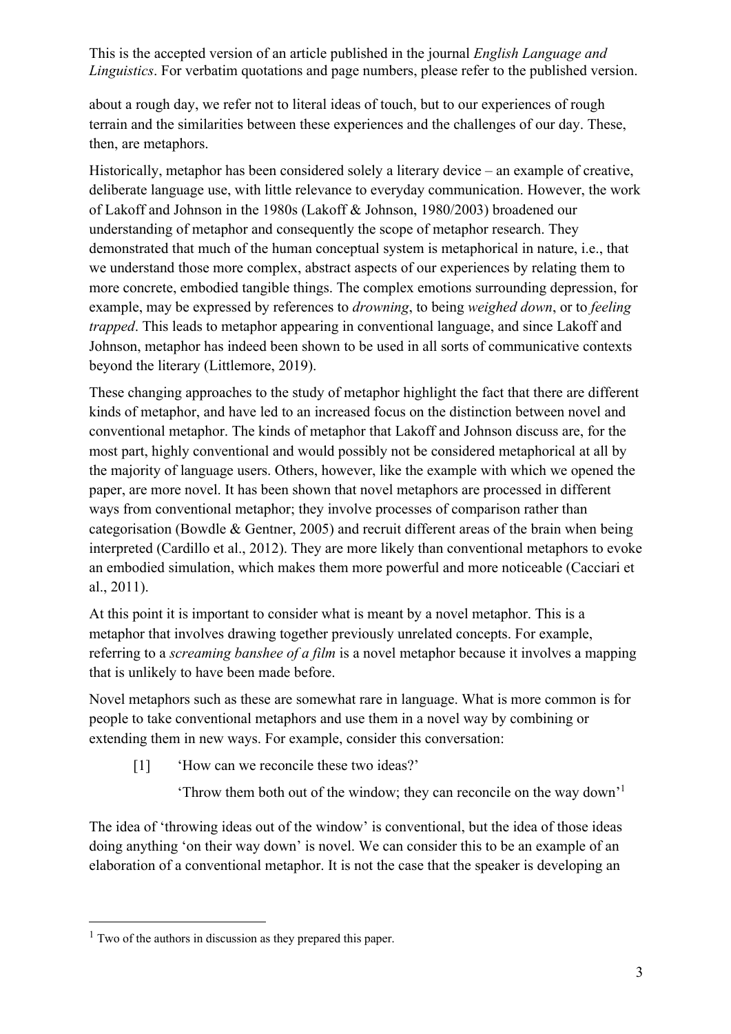about a rough day, we refer not to literal ideas of touch, but to our experiences of rough terrain and the similarities between these experiences and the challenges of our day. These, then, are metaphors.

Historically, metaphor has been considered solely a literary device – an example of creative, deliberate language use, with little relevance to everyday communication. However, the work of Lakoff and Johnson in the 1980s (Lakoff & Johnson, 1980/2003) broadened our understanding of metaphor and consequently the scope of metaphor research. They demonstrated that much of the human conceptual system is metaphorical in nature, i.e., that we understand those more complex, abstract aspects of our experiences by relating them to more concrete, embodied tangible things. The complex emotions surrounding depression, for example, may be expressed by references to *drowning*, to being *weighed down*, or to *feeling trapped*. This leads to metaphor appearing in conventional language, and since Lakoff and Johnson, metaphor has indeed been shown to be used in all sorts of communicative contexts beyond the literary (Littlemore, 2019).

These changing approaches to the study of metaphor highlight the fact that there are different kinds of metaphor, and have led to an increased focus on the distinction between novel and conventional metaphor. The kinds of metaphor that Lakoff and Johnson discuss are, for the most part, highly conventional and would possibly not be considered metaphorical at all by the majority of language users. Others, however, like the example with which we opened the paper, are more novel. It has been shown that novel metaphors are processed in different ways from conventional metaphor; they involve processes of comparison rather than categorisation (Bowdle & Gentner, 2005) and recruit different areas of the brain when being interpreted (Cardillo et al., 2012). They are more likely than conventional metaphors to evoke an embodied simulation, which makes them more powerful and more noticeable (Cacciari et al., 2011).

At this point it is important to consider what is meant by a novel metaphor. This is a metaphor that involves drawing together previously unrelated concepts. For example, referring to a *screaming banshee of a film* is a novel metaphor because it involves a mapping that is unlikely to have been made before.

Novel metaphors such as these are somewhat rare in language. What is more common is for people to take conventional metaphors and use them in a novel way by combining or extending them in new ways. For example, consider this conversation:

> [1] 'How can we reconcile these two ideas?'
>
> 'Throw them both out of the window; they can reconcile on the way down'[1]

The idea of 'throwing ideas out of the window' is conventional, but the idea of those ideas doing anything 'on their way down' is novel. We can consider this to be an example of an elaboration of a conventional metaphor. It is not the case that the speaker is developing an

[1] Two of the authors in discussion as they prepared this paper.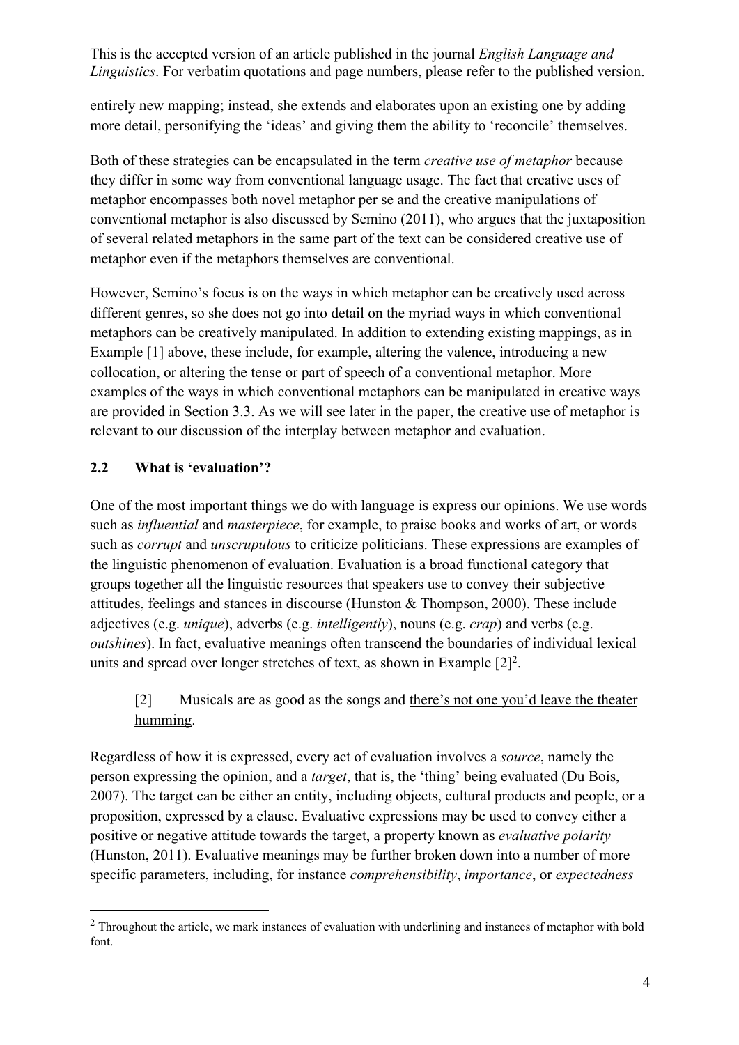entirely new mapping; instead, she extends and elaborates upon an existing one by adding more detail, personifying the 'ideas' and giving them the ability to 'reconcile' themselves.

Both of these strategies can be encapsulated in the term *creative use of metaphor* because they differ in some way from conventional language usage. The fact that creative uses of metaphor encompasses both novel metaphor per se and the creative manipulations of conventional metaphor is also discussed by Semino (2011), who argues that the juxtaposition of several related metaphors in the same part of the text can be considered creative use of metaphor even if the metaphors themselves are conventional.

However, Semino's focus is on the ways in which metaphor can be creatively used across different genres, so she does not go into detail on the myriad ways in which conventional metaphors can be creatively manipulated. In addition to extending existing mappings, as in Example [1] above, these include, for example, altering the valence, introducing a new collocation, or altering the tense or part of speech of a conventional metaphor. More examples of the ways in which conventional metaphors can be manipulated in creative ways are provided in Section 3.3. As we will see later in the paper, the creative use of metaphor is relevant to our discussion of the interplay between metaphor and evaluation.

## 2.2 What is 'evaluation'?

One of the most important things we do with language is express our opinions. We use words such as *influential* and *masterpiece*, for example, to praise books and works of art, or words such as *corrupt* and *unscrupulous* to criticize politicians. These expressions are examples of the linguistic phenomenon of evaluation. Evaluation is a broad functional category that groups together all the linguistic resources that speakers use to convey their subjective attitudes, feelings and stances in discourse (Hunston & Thompson, 2000). These include adjectives (e.g. *unique*), adverbs (e.g. *intelligently*), nouns (e.g. *crap*) and verbs (e.g. *outshines*). In fact, evaluative meanings often transcend the boundaries of individual lexical units and spread over longer stretches of text, as shown in Example [2][2].

> [2] Musicals are as good as the songs and <u>there's not one you'd leave the theater humming</u>.

Regardless of how it is expressed, every act of evaluation involves a *source*, namely the person expressing the opinion, and a *target*, that is, the 'thing' being evaluated (Du Bois, 2007). The target can be either an entity, including objects, cultural products and people, or a proposition, expressed by a clause. Evaluative expressions may be used to convey either a positive or negative attitude towards the target, a property known as *evaluative polarity* (Hunston, 2011). Evaluative meanings may be further broken down into a number of more specific parameters, including, for instance *comprehensibility*, *importance*, or *expectedness*

[2] Throughout the article, we mark instances of evaluation with underlining and instances of metaphor with bold font.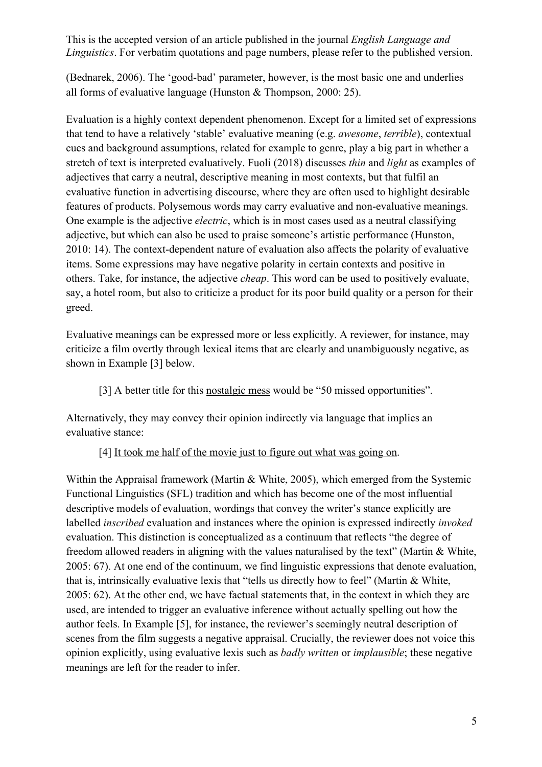(Bednarek, 2006). The 'good-bad' parameter, however, is the most basic one and underlies all forms of evaluative language (Hunston & Thompson, 2000: 25).

Evaluation is a highly context dependent phenomenon. Except for a limited set of expressions that tend to have a relatively 'stable' evaluative meaning (e.g. *awesome*, *terrible*), contextual cues and background assumptions, related for example to genre, play a big part in whether a stretch of text is interpreted evaluatively. Fuoli (2018) discusses *thin* and *light* as examples of adjectives that carry a neutral, descriptive meaning in most contexts, but that fulfil an evaluative function in advertising discourse, where they are often used to highlight desirable features of products. Polysemous words may carry evaluative and non-evaluative meanings. One example is the adjective *electric*, which is in most cases used as a neutral classifying adjective, but which can also be used to praise someone's artistic performance (Hunston, 2010: 14). The context-dependent nature of evaluation also affects the polarity of evaluative items. Some expressions may have negative polarity in certain contexts and positive in others. Take, for instance, the adjective *cheap*. This word can be used to positively evaluate, say, a hotel room, but also to criticize a product for its poor build quality or a person for their greed.

Evaluative meanings can be expressed more or less explicitly. A reviewer, for instance, may criticize a film overtly through lexical items that are clearly and unambiguously negative, as shown in Example [3] below.

> [3] A better title for this <u>nostalgic mess</u> would be "50 missed opportunities".

Alternatively, they may convey their opinion indirectly via language that implies an evaluative stance:

> [4] <u>It took me half of the movie just to figure out what was going on</u>.

Within the Appraisal framework (Martin & White, 2005), which emerged from the Systemic Functional Linguistics (SFL) tradition and which has become one of the most influential descriptive models of evaluation, wordings that convey the writer's stance explicitly are labelled *inscribed* evaluation and instances where the opinion is expressed indirectly *invoked* evaluation. This distinction is conceptualized as a continuum that reflects "the degree of freedom allowed readers in aligning with the values naturalised by the text" (Martin & White, 2005: 67). At one end of the continuum, we find linguistic expressions that denote evaluation, that is, intrinsically evaluative lexis that "tells us directly how to feel" (Martin & White, 2005: 62). At the other end, we have factual statements that, in the context in which they are used, are intended to trigger an evaluative inference without actually spelling out how the author feels. In Example [5], for instance, the reviewer's seemingly neutral description of scenes from the film suggests a negative appraisal. Crucially, the reviewer does not voice this opinion explicitly, using evaluative lexis such as *badly written* or *implausible*; these negative meanings are left for the reader to infer.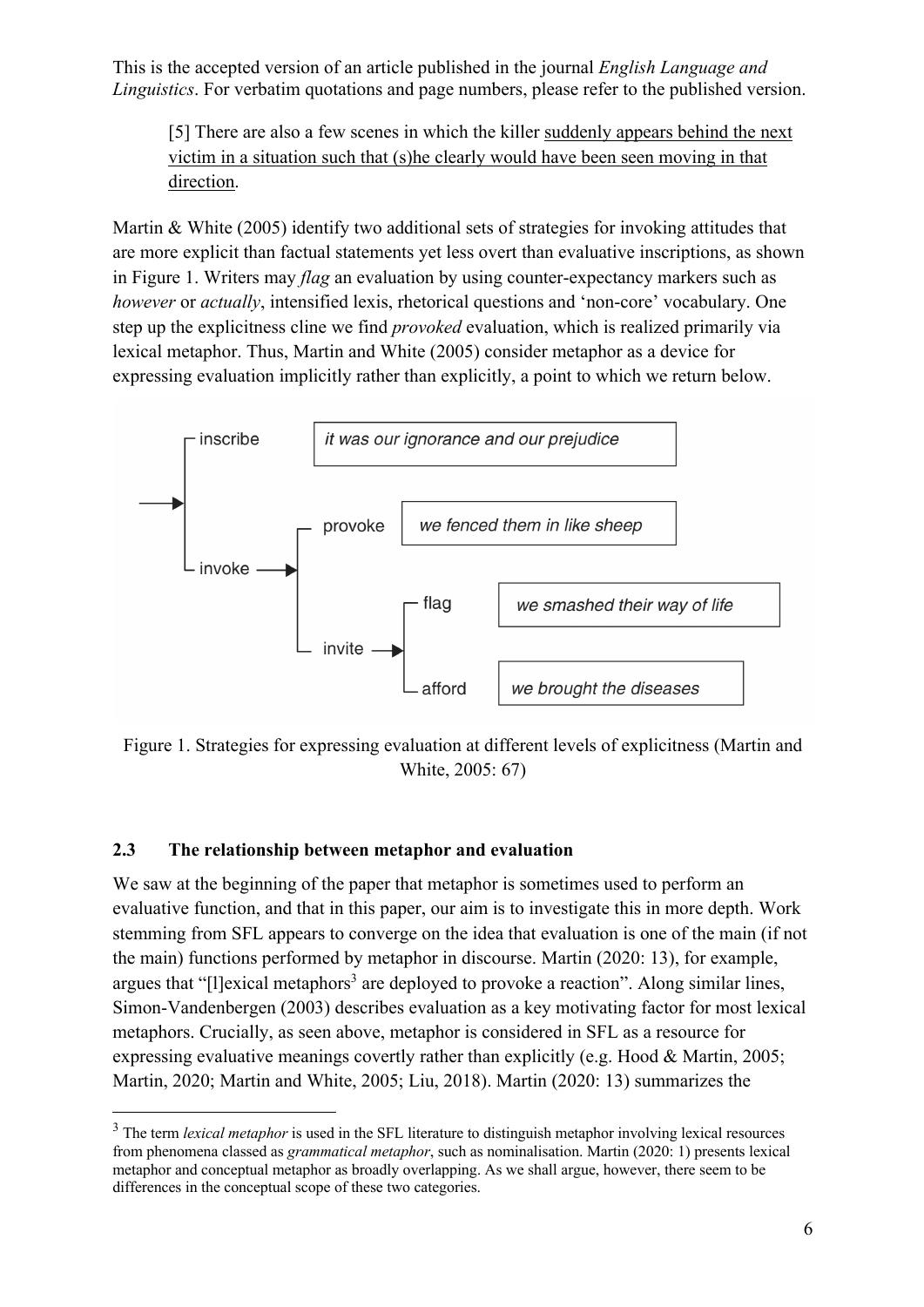[5] There are also a few scenes in which the killer suddenly appears behind the next victim in a situation such that (s)he clearly would have been seen moving in that direction.

Martin & White (2005) identify two additional sets of strategies for invoking attitudes that are more explicit than factual statements yet less overt than evaluative inscriptions, as shown in Figure 1. Writers may *flag* an evaluation by using counter-expectancy markers such as *however* or *actually*, intensified lexis, rhetorical questions and 'non-core' vocabulary. One step up the explicitness cline we find *provoked* evaluation, which is realized primarily via lexical metaphor. Thus, Martin and White (2005) consider metaphor as a device for expressing evaluation implicitly rather than explicitly, a point to which we return below.

- inscribe: *it was our ignorance and our prejudice*
- invoke
  - provoke: *we fenced them in like sheep*
  - invite
    - flag: *we smashed their way of life*
    - afford: *we brought the diseases*

Figure 1. Strategies for expressing evaluation at different levels of explicitness (Martin and White, 2005: 67)

### 2.3 The relationship between metaphor and evaluation

We saw at the beginning of the paper that metaphor is sometimes used to perform an evaluative function, and that in this paper, our aim is to investigate this in more depth. Work stemming from SFL appears to converge on the idea that evaluation is one of the main (if not the main) functions performed by metaphor in discourse. Martin (2020: 13), for example, argues that "[l]exical metaphors[3] are deployed to provoke a reaction". Along similar lines, Simon-Vandenbergen (2003) describes evaluation as a key motivating factor for most lexical metaphors. Crucially, as seen above, metaphor is considered in SFL as a resource for expressing evaluative meanings covertly rather than explicitly (e.g. Hood & Martin, 2005; Martin, 2020; Martin and White, 2005; Liu, 2018). Martin (2020: 13) summarizes the

[3] The term *lexical metaphor* is used in the SFL literature to distinguish metaphor involving lexical resources from phenomena classed as *grammatical metaphor*, such as nominalisation. Martin (2020: 1) presents lexical metaphor and conceptual metaphor as broadly overlapping. As we shall argue, however, there seem to be differences in the conceptual scope of these two categories.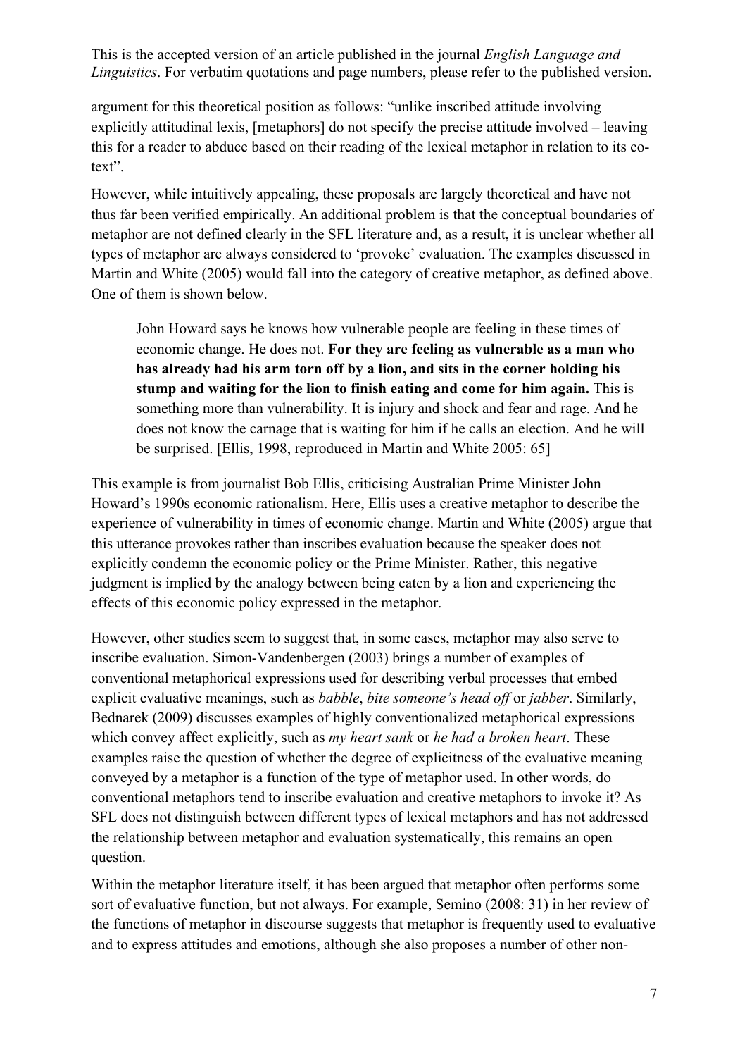argument for this theoretical position as follows: "unlike inscribed attitude involving explicitly attitudinal lexis, [metaphors] do not specify the precise attitude involved – leaving this for a reader to abduce based on their reading of the lexical metaphor in relation to its co-text".

However, while intuitively appealing, these proposals are largely theoretical and have not thus far been verified empirically. An additional problem is that the conceptual boundaries of metaphor are not defined clearly in the SFL literature and, as a result, it is unclear whether all types of metaphor are always considered to 'provoke' evaluation. The examples discussed in Martin and White (2005) would fall into the category of creative metaphor, as defined above. One of them is shown below.

> John Howard says he knows how vulnerable people are feeling in these times of economic change. He does not. **For they are feeling as vulnerable as a man who has already had his arm torn off by a lion, and sits in the corner holding his stump and waiting for the lion to finish eating and come for him again.** This is something more than vulnerability. It is injury and shock and fear and rage. And he does not know the carnage that is waiting for him if he calls an election. And he will be surprised. [Ellis, 1998, reproduced in Martin and White 2005: 65]

This example is from journalist Bob Ellis, criticising Australian Prime Minister John Howard's 1990s economic rationalism. Here, Ellis uses a creative metaphor to describe the experience of vulnerability in times of economic change. Martin and White (2005) argue that this utterance provokes rather than inscribes evaluation because the speaker does not explicitly condemn the economic policy or the Prime Minister. Rather, this negative judgment is implied by the analogy between being eaten by a lion and experiencing the effects of this economic policy expressed in the metaphor.

However, other studies seem to suggest that, in some cases, metaphor may also serve to inscribe evaluation. Simon-Vandenbergen (2003) brings a number of examples of conventional metaphorical expressions used for describing verbal processes that embed explicit evaluative meanings, such as *babble*, *bite someone's head off* or *jabber*. Similarly, Bednarek (2009) discusses examples of highly conventionalized metaphorical expressions which convey affect explicitly, such as *my heart sank* or *he had a broken heart*. These examples raise the question of whether the degree of explicitness of the evaluative meaning conveyed by a metaphor is a function of the type of metaphor used. In other words, do conventional metaphors tend to inscribe evaluation and creative metaphors to invoke it? As SFL does not distinguish between different types of lexical metaphors and has not addressed the relationship between metaphor and evaluation systematically, this remains an open question.

Within the metaphor literature itself, it has been argued that metaphor often performs some sort of evaluative function, but not always. For example, Semino (2008: 31) in her review of the functions of metaphor in discourse suggests that metaphor is frequently used to evaluative and to express attitudes and emotions, although she also proposes a number of other non-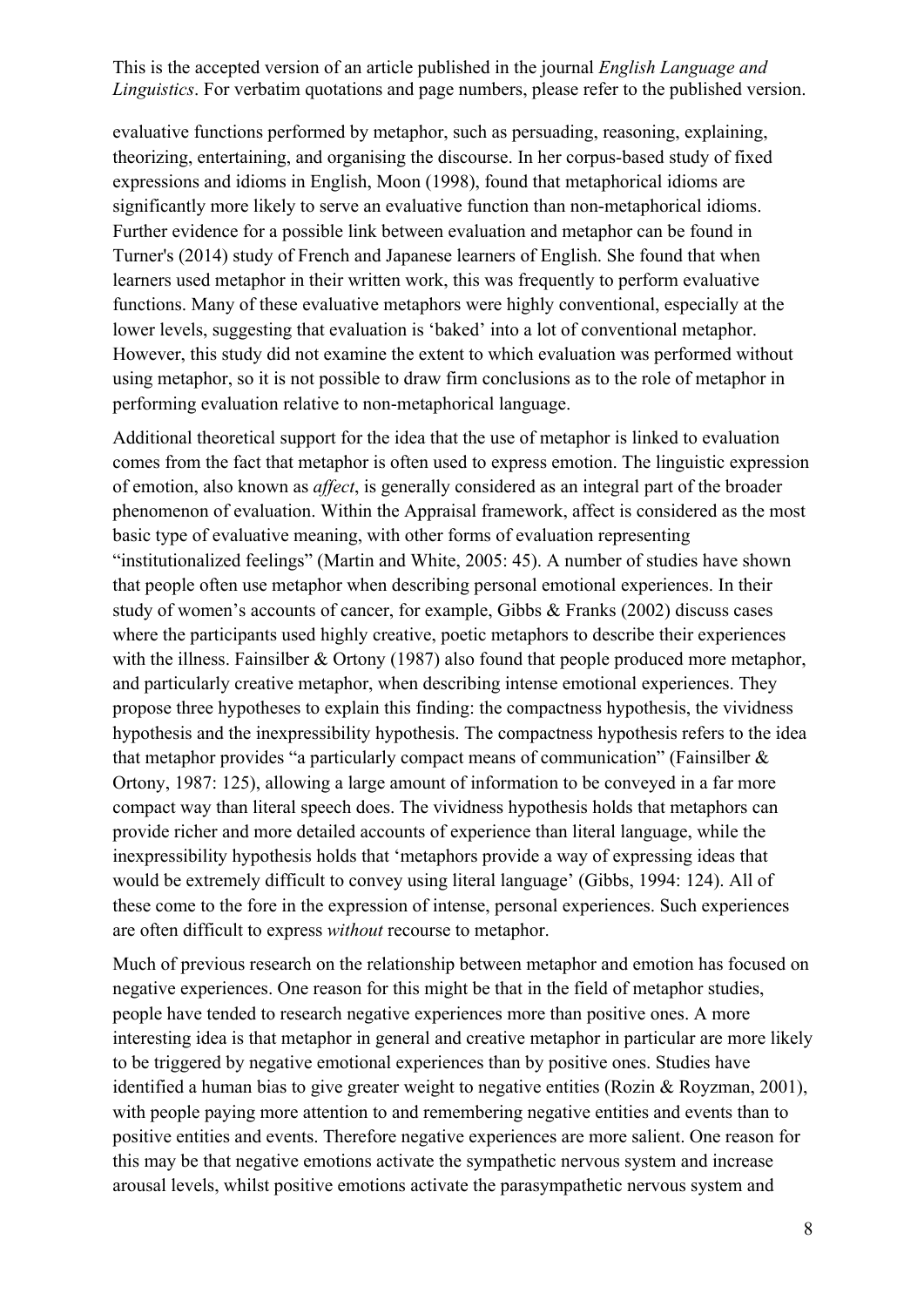evaluative functions performed by metaphor, such as persuading, reasoning, explaining, theorizing, entertaining, and organising the discourse. In her corpus-based study of fixed expressions and idioms in English, Moon (1998), found that metaphorical idioms are significantly more likely to serve an evaluative function than non-metaphorical idioms. Further evidence for a possible link between evaluation and metaphor can be found in Turner's (2014) study of French and Japanese learners of English. She found that when learners used metaphor in their written work, this was frequently to perform evaluative functions. Many of these evaluative metaphors were highly conventional, especially at the lower levels, suggesting that evaluation is 'baked' into a lot of conventional metaphor. However, this study did not examine the extent to which evaluation was performed without using metaphor, so it is not possible to draw firm conclusions as to the role of metaphor in performing evaluation relative to non-metaphorical language.

Additional theoretical support for the idea that the use of metaphor is linked to evaluation comes from the fact that metaphor is often used to express emotion. The linguistic expression of emotion, also known as *affect*, is generally considered as an integral part of the broader phenomenon of evaluation. Within the Appraisal framework, affect is considered as the most basic type of evaluative meaning, with other forms of evaluation representing "institutionalized feelings" (Martin and White, 2005: 45). A number of studies have shown that people often use metaphor when describing personal emotional experiences. In their study of women's accounts of cancer, for example, Gibbs & Franks (2002) discuss cases where the participants used highly creative, poetic metaphors to describe their experiences with the illness. Fainsilber & Ortony (1987) also found that people produced more metaphor, and particularly creative metaphor, when describing intense emotional experiences. They propose three hypotheses to explain this finding: the compactness hypothesis, the vividness hypothesis and the inexpressibility hypothesis. The compactness hypothesis refers to the idea that metaphor provides "a particularly compact means of communication" (Fainsilber & Ortony, 1987: 125), allowing a large amount of information to be conveyed in a far more compact way than literal speech does. The vividness hypothesis holds that metaphors can provide richer and more detailed accounts of experience than literal language, while the inexpressibility hypothesis holds that 'metaphors provide a way of expressing ideas that would be extremely difficult to convey using literal language' (Gibbs, 1994: 124). All of these come to the fore in the expression of intense, personal experiences. Such experiences are often difficult to express *without* recourse to metaphor.

Much of previous research on the relationship between metaphor and emotion has focused on negative experiences. One reason for this might be that in the field of metaphor studies, people have tended to research negative experiences more than positive ones. A more interesting idea is that metaphor in general and creative metaphor in particular are more likely to be triggered by negative emotional experiences than by positive ones. Studies have identified a human bias to give greater weight to negative entities (Rozin & Royzman, 2001), with people paying more attention to and remembering negative entities and events than to positive entities and events. Therefore negative experiences are more salient. One reason for this may be that negative emotions activate the sympathetic nervous system and increase arousal levels, whilst positive emotions activate the parasympathetic nervous system and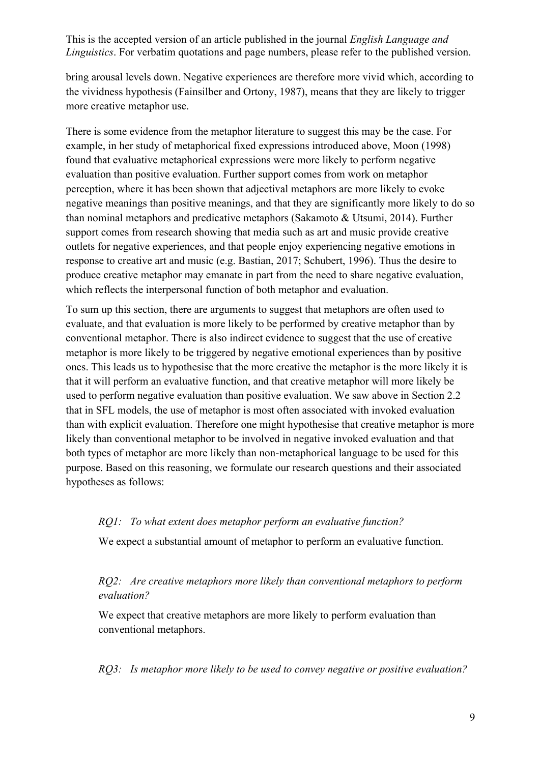bring arousal levels down. Negative experiences are therefore more vivid which, according to the vividness hypothesis (Fainsilber and Ortony, 1987), means that they are likely to trigger more creative metaphor use.

There is some evidence from the metaphor literature to suggest this may be the case. For example, in her study of metaphorical fixed expressions introduced above, Moon (1998) found that evaluative metaphorical expressions were more likely to perform negative evaluation than positive evaluation. Further support comes from work on metaphor perception, where it has been shown that adjectival metaphors are more likely to evoke negative meanings than positive meanings, and that they are significantly more likely to do so than nominal metaphors and predicative metaphors (Sakamoto & Utsumi, 2014). Further support comes from research showing that media such as art and music provide creative outlets for negative experiences, and that people enjoy experiencing negative emotions in response to creative art and music (e.g. Bastian, 2017; Schubert, 1996). Thus the desire to produce creative metaphor may emanate in part from the need to share negative evaluation, which reflects the interpersonal function of both metaphor and evaluation.

To sum up this section, there are arguments to suggest that metaphors are often used to evaluate, and that evaluation is more likely to be performed by creative metaphor than by conventional metaphor. There is also indirect evidence to suggest that the use of creative metaphor is more likely to be triggered by negative emotional experiences than by positive ones. This leads us to hypothesise that the more creative the metaphor is the more likely it is that it will perform an evaluative function, and that creative metaphor will more likely be used to perform negative evaluation than positive evaluation. We saw above in Section 2.2 that in SFL models, the use of metaphor is most often associated with invoked evaluation than with explicit evaluation. Therefore one might hypothesise that creative metaphor is more likely than conventional metaphor to be involved in negative invoked evaluation and that both types of metaphor are more likely than non-metaphorical language to be used for this purpose. Based on this reasoning, we formulate our research questions and their associated hypotheses as follows:

*RQ1: To what extent does metaphor perform an evaluative function?*

We expect a substantial amount of metaphor to perform an evaluative function.

*RQ2: Are creative metaphors more likely than conventional metaphors to perform evaluation?*

We expect that creative metaphors are more likely to perform evaluation than conventional metaphors.

*RQ3: Is metaphor more likely to be used to convey negative or positive evaluation?*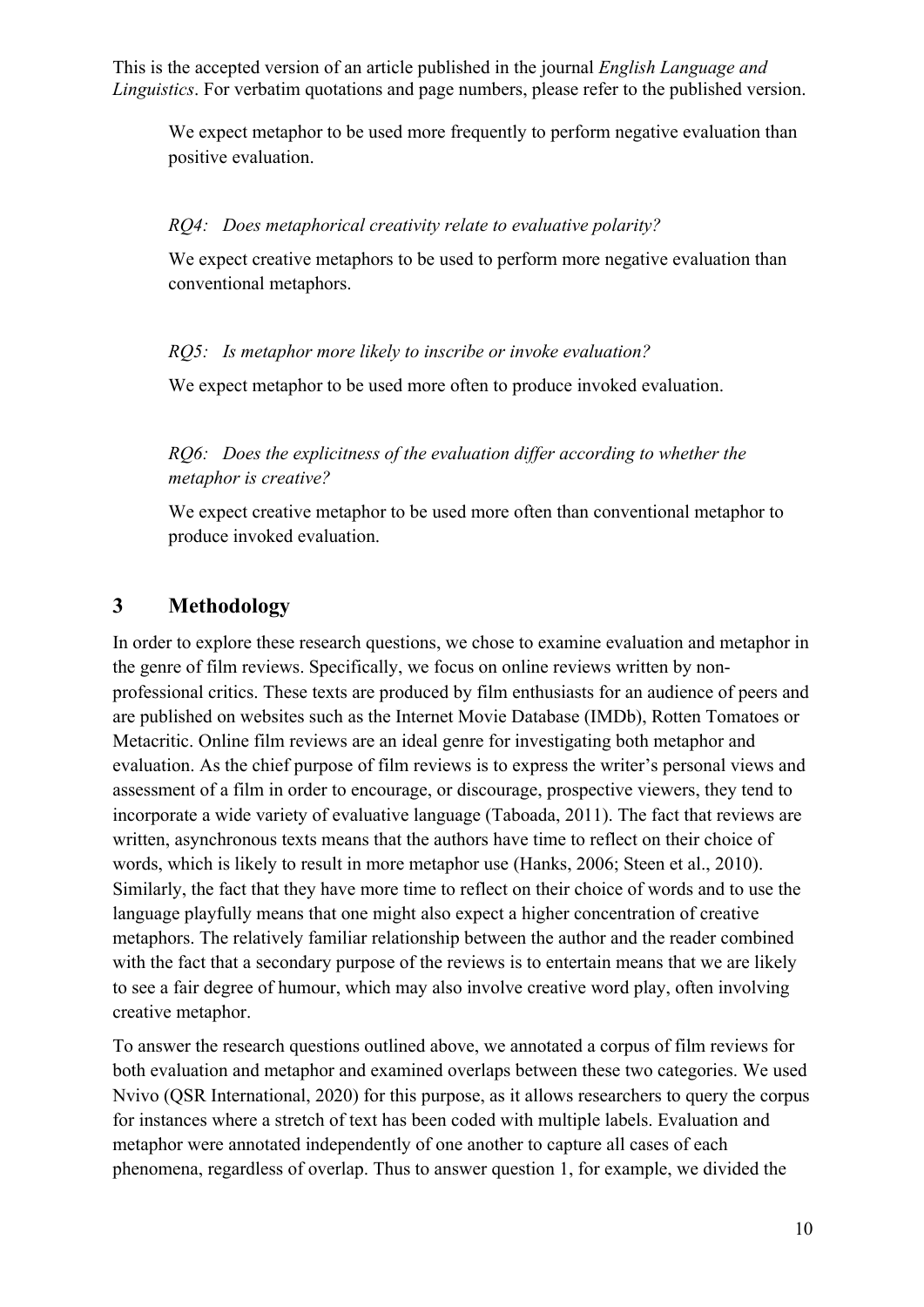This is the accepted version of an article published in the journal *English Language and Linguistics*. For verbatim quotations and page numbers, please refer to the published version.

> We expect metaphor to be used more frequently to perform negative evaluation than positive evaluation.

> *RQ4: Does metaphorical creativity relate to evaluative polarity?*
>
> We expect creative metaphors to be used to perform more negative evaluation than conventional metaphors.

> *RQ5: Is metaphor more likely to inscribe or invoke evaluation?*
>
> We expect metaphor to be used more often to produce invoked evaluation.

> *RQ6: Does the explicitness of the evaluation differ according to whether the metaphor is creative?*
>
> We expect creative metaphor to be used more often than conventional metaphor to produce invoked evaluation.

## 3 Methodology

In order to explore these research questions, we chose to examine evaluation and metaphor in the genre of film reviews. Specifically, we focus on online reviews written by non-professional critics. These texts are produced by film enthusiasts for an audience of peers and are published on websites such as the Internet Movie Database (IMDb), Rotten Tomatoes or Metacritic. Online film reviews are an ideal genre for investigating both metaphor and evaluation. As the chief purpose of film reviews is to express the writer's personal views and assessment of a film in order to encourage, or discourage, prospective viewers, they tend to incorporate a wide variety of evaluative language (Taboada, 2011). The fact that reviews are written, asynchronous texts means that the authors have time to reflect on their choice of words, which is likely to result in more metaphor use (Hanks, 2006; Steen et al., 2010). Similarly, the fact that they have more time to reflect on their choice of words and to use the language playfully means that one might also expect a higher concentration of creative metaphors. The relatively familiar relationship between the author and the reader combined with the fact that a secondary purpose of the reviews is to entertain means that we are likely to see a fair degree of humour, which may also involve creative word play, often involving creative metaphor.

To answer the research questions outlined above, we annotated a corpus of film reviews for both evaluation and metaphor and examined overlaps between these two categories. We used Nvivo (QSR International, 2020) for this purpose, as it allows researchers to query the corpus for instances where a stretch of text has been coded with multiple labels. Evaluation and metaphor were annotated independently of one another to capture all cases of each phenomena, regardless of overlap. Thus to answer question 1, for example, we divided the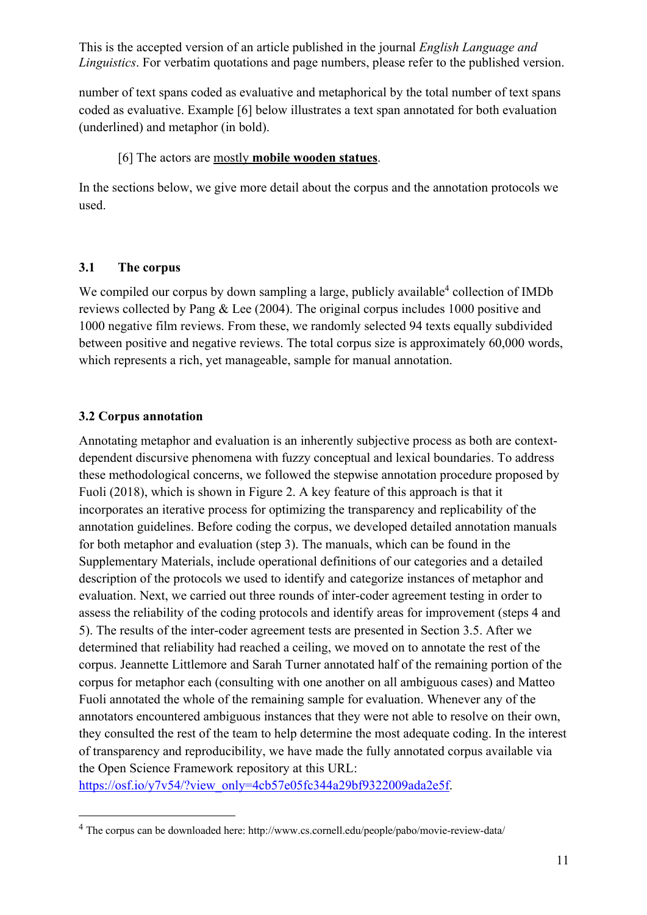number of text spans coded as evaluative and metaphorical by the total number of text spans coded as evaluative. Example [6] below illustrates a text span annotated for both evaluation (underlined) and metaphor (in bold).

> [6] The actors are <u>mostly **mobile wooden statues**</u>.

In the sections below, we give more detail about the corpus and the annotation protocols we used.

### 3.1 The corpus

We compiled our corpus by down sampling a large, publicly available[4] collection of IMDb reviews collected by Pang & Lee (2004). The original corpus includes 1000 positive and 1000 negative film reviews. From these, we randomly selected 94 texts equally subdivided between positive and negative reviews. The total corpus size is approximately 60,000 words, which represents a rich, yet manageable, sample for manual annotation.

### 3.2 Corpus annotation

Annotating metaphor and evaluation is an inherently subjective process as both are context-dependent discursive phenomena with fuzzy conceptual and lexical boundaries. To address these methodological concerns, we followed the stepwise annotation procedure proposed by Fuoli (2018), which is shown in Figure 2. A key feature of this approach is that it incorporates an iterative process for optimizing the transparency and replicability of the annotation guidelines. Before coding the corpus, we developed detailed annotation manuals for both metaphor and evaluation (step 3). The manuals, which can be found in the Supplementary Materials, include operational definitions of our categories and a detailed description of the protocols we used to identify and categorize instances of metaphor and evaluation. Next, we carried out three rounds of inter-coder agreement testing in order to assess the reliability of the coding protocols and identify areas for improvement (steps 4 and 5). The results of the inter-coder agreement tests are presented in Section 3.5. After we determined that reliability had reached a ceiling, we moved on to annotate the rest of the corpus. Jeannette Littlemore and Sarah Turner annotated half of the remaining portion of the corpus for metaphor each (consulting with one another on all ambiguous cases) and Matteo Fuoli annotated the whole of the remaining sample for evaluation. Whenever any of the annotators encountered ambiguous instances that they were not able to resolve on their own, they consulted the rest of the team to help determine the most adequate coding. In the interest of transparency and reproducibility, we have made the fully annotated corpus available via the Open Science Framework repository at this URL: https://osf.io/y7v54/?view_only=4cb57e05fc344a29bf9322009ada2e5f.

[4] The corpus can be downloaded here: http://www.cs.cornell.edu/people/pabo/movie-review-data/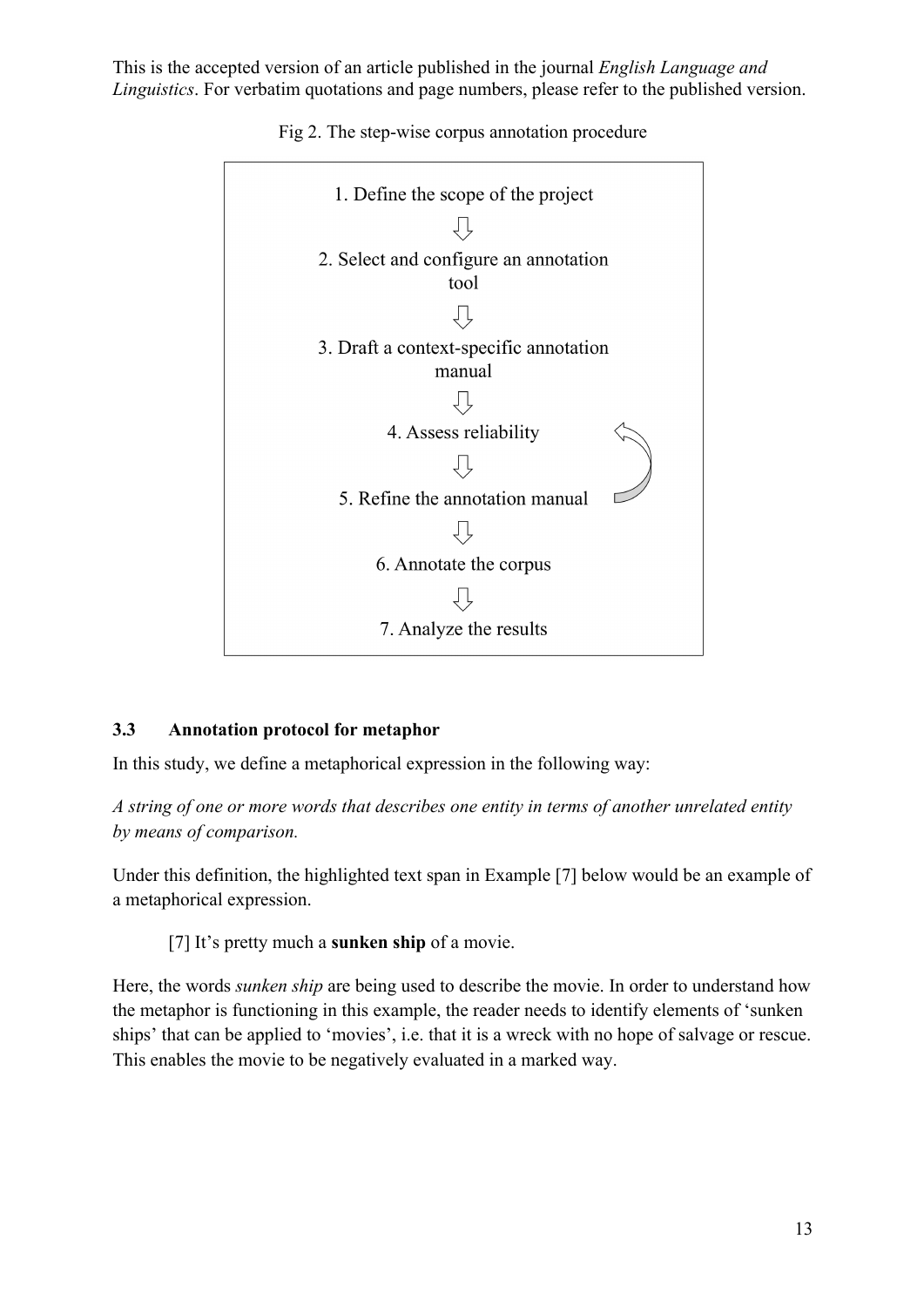Fig 2. The step-wise corpus annotation procedure

1. Define the scope of the project
2. Select and configure an annotation tool
3. Draft a context-specific annotation manual
4. Assess reliability
5. Refine the annotation manual
6. Annotate the corpus
7. Analyze the results

### 3.3 Annotation protocol for metaphor

In this study, we define a metaphorical expression in the following way:

*A string of one or more words that describes one entity in terms of another unrelated entity by means of comparison.*

Under this definition, the highlighted text span in Example [7] below would be an example of a metaphorical expression.

> [7] It's pretty much a **sunken ship** of a movie.

Here, the words *sunken ship* are being used to describe the movie. In order to understand how the metaphor is functioning in this example, the reader needs to identify elements of 'sunken ships' that can be applied to 'movies', i.e. that it is a wreck with no hope of salvage or rescue. This enables the movie to be negatively evaluated in a marked way.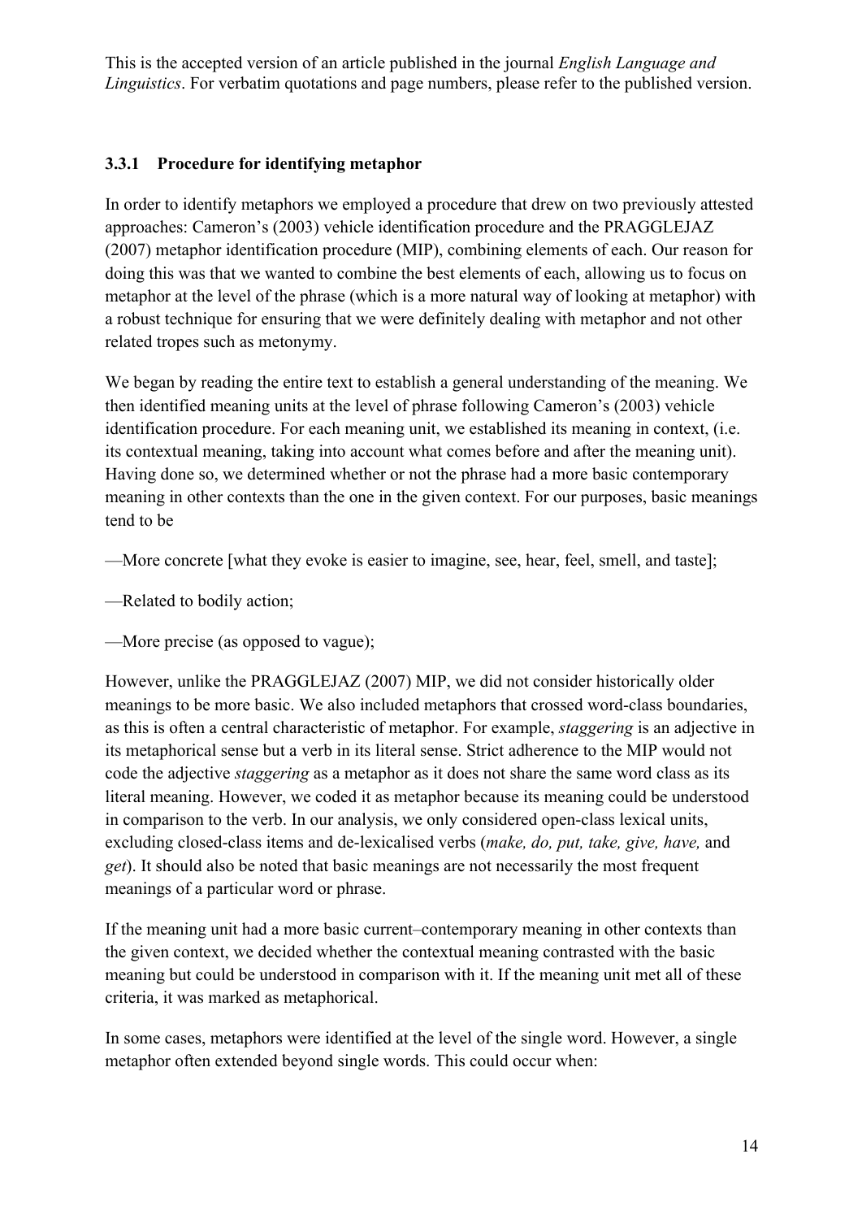This is the accepted version of an article published in the journal *English Language and Linguistics*. For verbatim quotations and page numbers, please refer to the published version.

### 3.3.1 Procedure for identifying metaphor

In order to identify metaphors we employed a procedure that drew on two previously attested approaches: Cameron's (2003) vehicle identification procedure and the PRAGGLEJAZ (2007) metaphor identification procedure (MIP), combining elements of each. Our reason for doing this was that we wanted to combine the best elements of each, allowing us to focus on metaphor at the level of the phrase (which is a more natural way of looking at metaphor) with a robust technique for ensuring that we were definitely dealing with metaphor and not other related tropes such as metonymy.

We began by reading the entire text to establish a general understanding of the meaning. We then identified meaning units at the level of phrase following Cameron's (2003) vehicle identification procedure. For each meaning unit, we established its meaning in context, (i.e. its contextual meaning, taking into account what comes before and after the meaning unit). Having done so, we determined whether or not the phrase had a more basic contemporary meaning in other contexts than the one in the given context. For our purposes, basic meanings tend to be

—More concrete [what they evoke is easier to imagine, see, hear, feel, smell, and taste];

—Related to bodily action;

—More precise (as opposed to vague);

However, unlike the PRAGGLEJAZ (2007) MIP, we did not consider historically older meanings to be more basic. We also included metaphors that crossed word-class boundaries, as this is often a central characteristic of metaphor. For example, *staggering* is an adjective in its metaphorical sense but a verb in its literal sense. Strict adherence to the MIP would not code the adjective *staggering* as a metaphor as it does not share the same word class as its literal meaning. However, we coded it as metaphor because its meaning could be understood in comparison to the verb. In our analysis, we only considered open-class lexical units, excluding closed-class items and de-lexicalised verbs (*make, do, put, take, give, have,* and *get*). It should also be noted that basic meanings are not necessarily the most frequent meanings of a particular word or phrase.

If the meaning unit had a more basic current–contemporary meaning in other contexts than the given context, we decided whether the contextual meaning contrasted with the basic meaning but could be understood in comparison with it. If the meaning unit met all of these criteria, it was marked as metaphorical.

In some cases, metaphors were identified at the level of the single word. However, a single metaphor often extended beyond single words. This could occur when: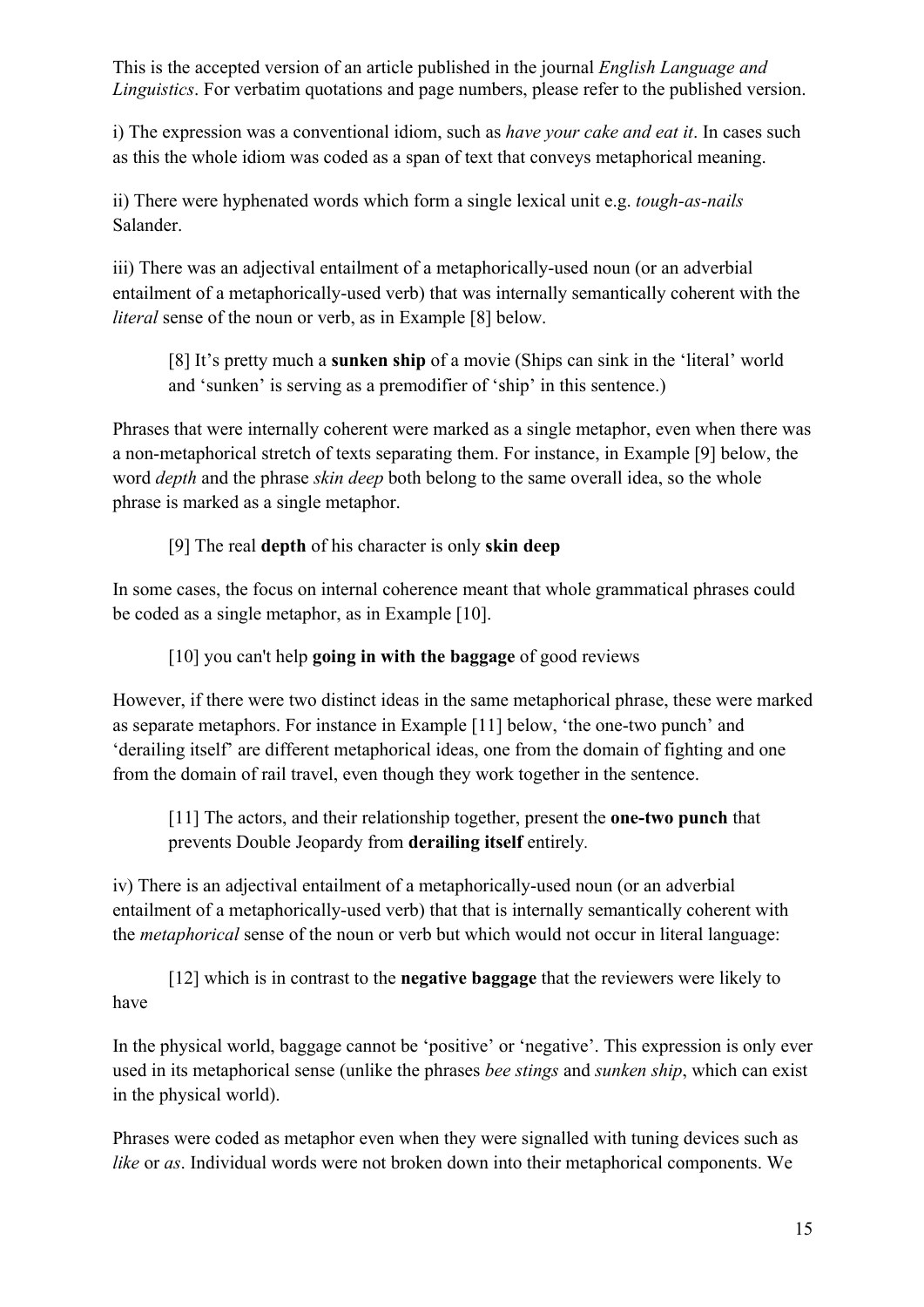This is the accepted version of an article published in the journal *English Language and Linguistics*. For verbatim quotations and page numbers, please refer to the published version.

i) The expression was a conventional idiom, such as *have your cake and eat it*. In cases such as this the whole idiom was coded as a span of text that conveys metaphorical meaning.

ii) There were hyphenated words which form a single lexical unit e.g. *tough-as-nails* Salander.

iii) There was an adjectival entailment of a metaphorically-used noun (or an adverbial entailment of a metaphorically-used verb) that was internally semantically coherent with the *literal* sense of the noun or verb, as in Example [8] below.

> [8] It's pretty much a **sunken ship** of a movie (Ships can sink in the 'literal' world and 'sunken' is serving as a premodifier of 'ship' in this sentence.)

Phrases that were internally coherent were marked as a single metaphor, even when there was a non-metaphorical stretch of texts separating them. For instance, in Example [9] below, the word *depth* and the phrase *skin deep* both belong to the same overall idea, so the whole phrase is marked as a single metaphor.

> [9] The real **depth** of his character is only **skin deep**

In some cases, the focus on internal coherence meant that whole grammatical phrases could be coded as a single metaphor, as in Example [10].

> [10] you can't help **going in with the baggage** of good reviews

However, if there were two distinct ideas in the same metaphorical phrase, these were marked as separate metaphors. For instance in Example [11] below, 'the one-two punch' and 'derailing itself' are different metaphorical ideas, one from the domain of fighting and one from the domain of rail travel, even though they work together in the sentence.

> [11] The actors, and their relationship together, present the **one-two punch** that prevents Double Jeopardy from **derailing itself** entirely.

iv) There is an adjectival entailment of a metaphorically-used noun (or an adverbial entailment of a metaphorically-used verb) that that is internally semantically coherent with the *metaphorical* sense of the noun or verb but which would not occur in literal language:

> [12] which is in contrast to the **negative baggage** that the reviewers were likely to have

In the physical world, baggage cannot be 'positive' or 'negative'. This expression is only ever used in its metaphorical sense (unlike the phrases *bee stings* and *sunken ship*, which can exist in the physical world).

Phrases were coded as metaphor even when they were signalled with tuning devices such as *like* or *as*. Individual words were not broken down into their metaphorical components. We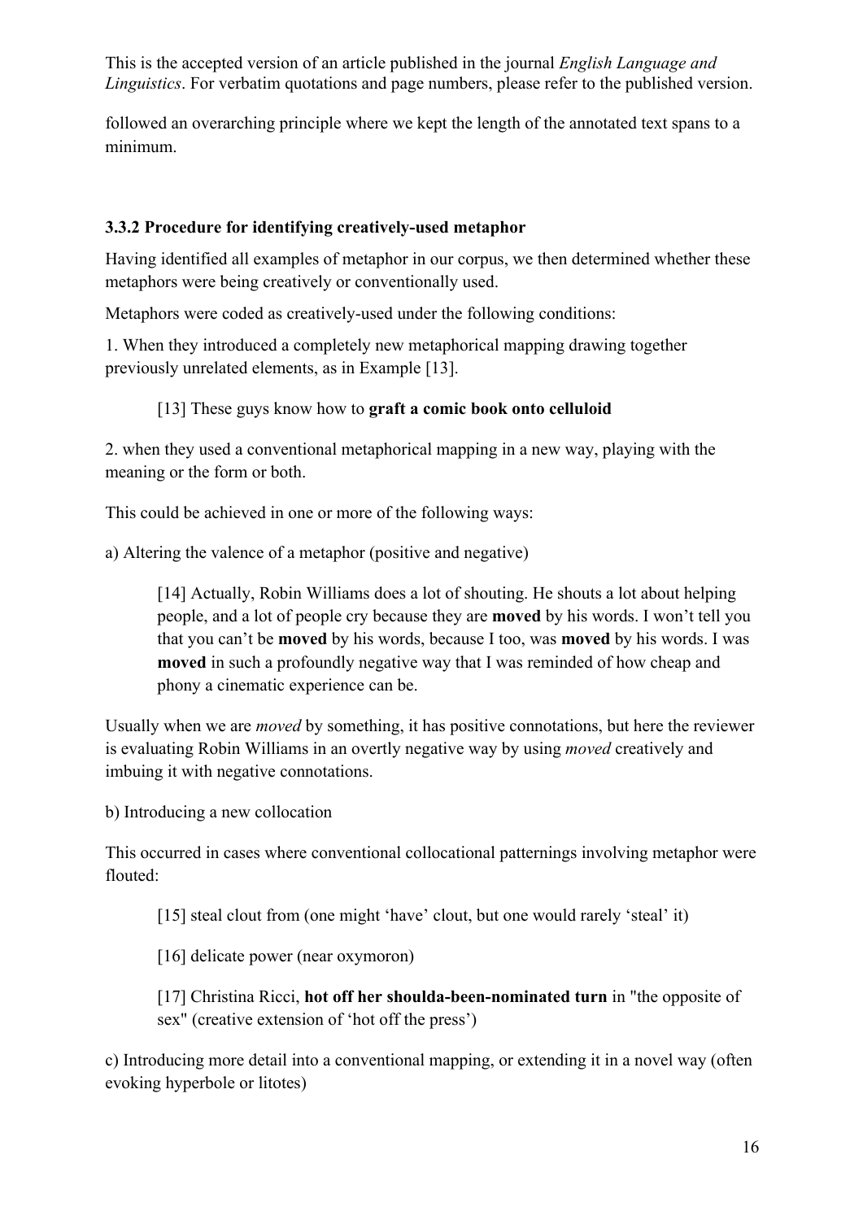followed an overarching principle where we kept the length of the annotated text spans to a minimum.

### 3.3.2 Procedure for identifying creatively-used metaphor

Having identified all examples of metaphor in our corpus, we then determined whether these metaphors were being creatively or conventionally used.

Metaphors were coded as creatively-used under the following conditions:

1. When they introduced a completely new metaphorical mapping drawing together previously unrelated elements, as in Example [13].

> [13] These guys know how to **graft a comic book onto celluloid**

2. when they used a conventional metaphorical mapping in a new way, playing with the meaning or the form or both.

This could be achieved in one or more of the following ways:

a) Altering the valence of a metaphor (positive and negative)

> [14] Actually, Robin Williams does a lot of shouting. He shouts a lot about helping people, and a lot of people cry because they are **moved** by his words. I won't tell you that you can't be **moved** by his words, because I too, was **moved** by his words. I was **moved** in such a profoundly negative way that I was reminded of how cheap and phony a cinematic experience can be.

Usually when we are *moved* by something, it has positive connotations, but here the reviewer is evaluating Robin Williams in an overtly negative way by using *moved* creatively and imbuing it with negative connotations.

b) Introducing a new collocation

This occurred in cases where conventional collocational patternings involving metaphor were flouted:

> [15] steal clout from (one might 'have' clout, but one would rarely 'steal' it)
>
> [16] delicate power (near oxymoron)
>
> [17] Christina Ricci, **hot off her shoulda-been-nominated turn** in "the opposite of sex" (creative extension of 'hot off the press')

c) Introducing more detail into a conventional mapping, or extending it in a novel way (often evoking hyperbole or litotes)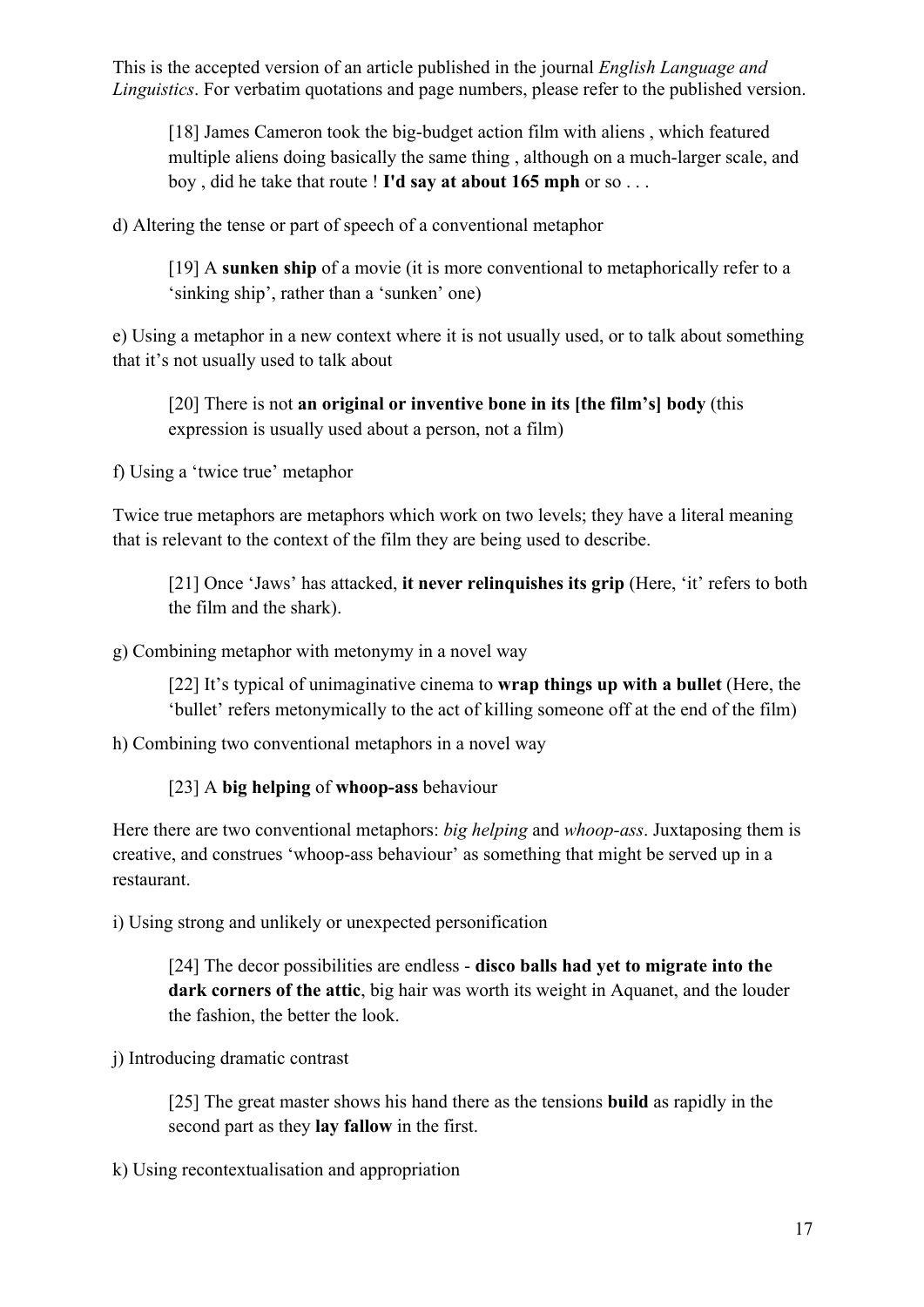This is the accepted version of an article published in the journal *English Language and Linguistics*. For verbatim quotations and page numbers, please refer to the published version.

> [18] James Cameron took the big-budget action film with aliens , which featured multiple aliens doing basically the same thing , although on a much-larger scale, and boy , did he take that route ! **I'd say at about 165 mph** or so . . .

d) Altering the tense or part of speech of a conventional metaphor

> [19] A **sunken ship** of a movie (it is more conventional to metaphorically refer to a 'sinking ship', rather than a 'sunken' one)

e) Using a metaphor in a new context where it is not usually used, or to talk about something that it's not usually used to talk about

> [20] There is not **an original or inventive bone in its [the film's] body** (this expression is usually used about a person, not a film)

f) Using a 'twice true' metaphor

Twice true metaphors are metaphors which work on two levels; they have a literal meaning that is relevant to the context of the film they are being used to describe.

> [21] Once 'Jaws' has attacked, **it never relinquishes its grip** (Here, 'it' refers to both the film and the shark).

g) Combining metaphor with metonymy in a novel way

> [22] It's typical of unimaginative cinema to **wrap things up with a bullet** (Here, the 'bullet' refers metonymically to the act of killing someone off at the end of the film)

h) Combining two conventional metaphors in a novel way

> [23] A **big helping** of **whoop-ass** behaviour

Here there are two conventional metaphors: *big helping* and *whoop-ass*. Juxtaposing them is creative, and construes 'whoop-ass behaviour' as something that might be served up in a restaurant.

i) Using strong and unlikely or unexpected personification

> [24] The decor possibilities are endless - **disco balls had yet to migrate into the dark corners of the attic**, big hair was worth its weight in Aquanet, and the louder the fashion, the better the look.

j) Introducing dramatic contrast

> [25] The great master shows his hand there as the tensions **build** as rapidly in the second part as they **lay fallow** in the first.

k) Using recontextualisation and appropriation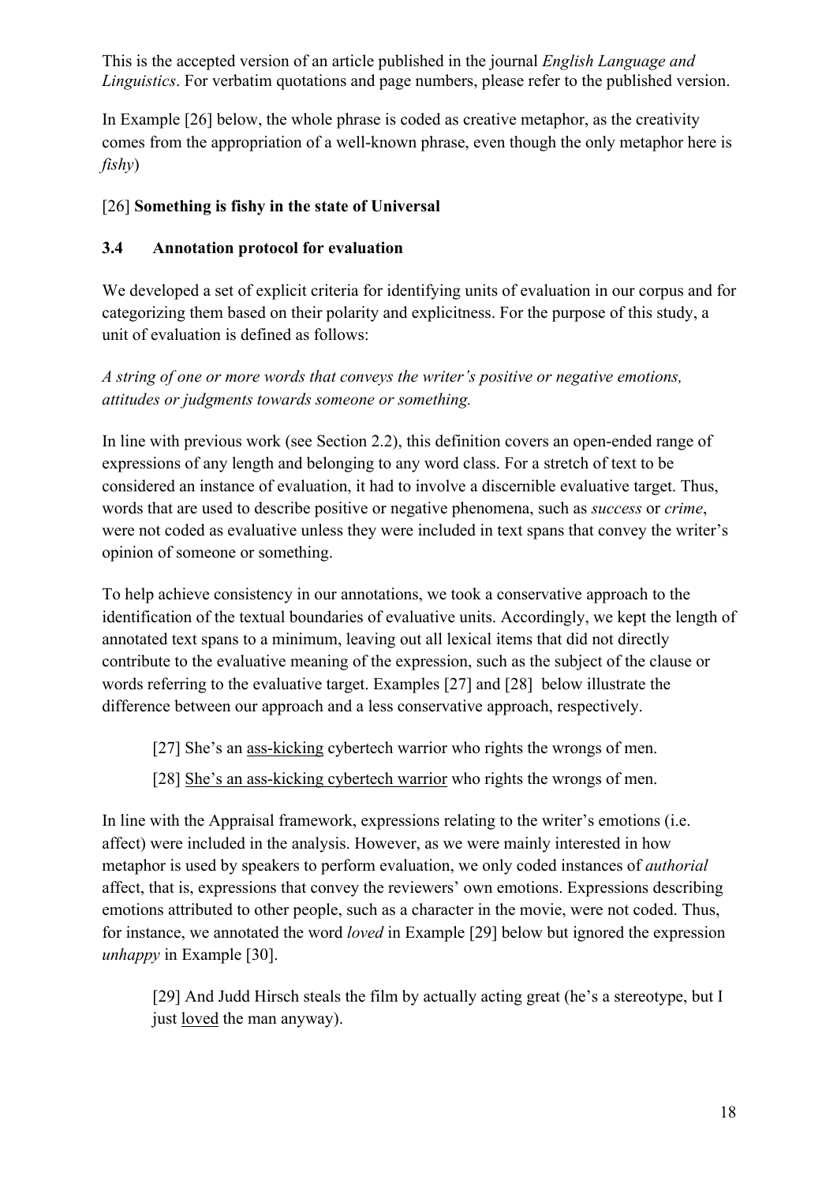This is the accepted version of an article published in the journal *English Language and Linguistics*. For verbatim quotations and page numbers, please refer to the published version.

In Example [26] below, the whole phrase is coded as creative metaphor, as the creativity comes from the appropriation of a well-known phrase, even though the only metaphor here is *fishy*)

[26] **Something is fishy in the state of Universal**

### 3.4 Annotation protocol for evaluation

We developed a set of explicit criteria for identifying units of evaluation in our corpus and for categorizing them based on their polarity and explicitness. For the purpose of this study, a unit of evaluation is defined as follows:

*A string of one or more words that conveys the writer's positive or negative emotions, attitudes or judgments towards someone or something.*

In line with previous work (see Section 2.2), this definition covers an open-ended range of expressions of any length and belonging to any word class. For a stretch of text to be considered an instance of evaluation, it had to involve a discernible evaluative target. Thus, words that are used to describe positive or negative phenomena, such as *success* or *crime*, were not coded as evaluative unless they were included in text spans that convey the writer's opinion of someone or something.

To help achieve consistency in our annotations, we took a conservative approach to the identification of the textual boundaries of evaluative units. Accordingly, we kept the length of annotated text spans to a minimum, leaving out all lexical items that did not directly contribute to the evaluative meaning of the expression, such as the subject of the clause or words referring to the evaluative target. Examples [27] and [28] below illustrate the difference between our approach and a less conservative approach, respectively.

> [27] She's an <u>ass-kicking</u> cybertech warrior who rights the wrongs of men.
>
> [28] <u>She's an ass-kicking cybertech warrior</u> who rights the wrongs of men.

In line with the Appraisal framework, expressions relating to the writer's emotions (i.e. affect) were included in the analysis. However, as we were mainly interested in how metaphor is used by speakers to perform evaluation, we only coded instances of *authorial* affect, that is, expressions that convey the reviewers' own emotions. Expressions describing emotions attributed to other people, such as a character in the movie, were not coded. Thus, for instance, we annotated the word *loved* in Example [29] below but ignored the expression *unhappy* in Example [30].

> [29] And Judd Hirsch steals the film by actually acting great (he's a stereotype, but I just <u>loved</u> the man anyway).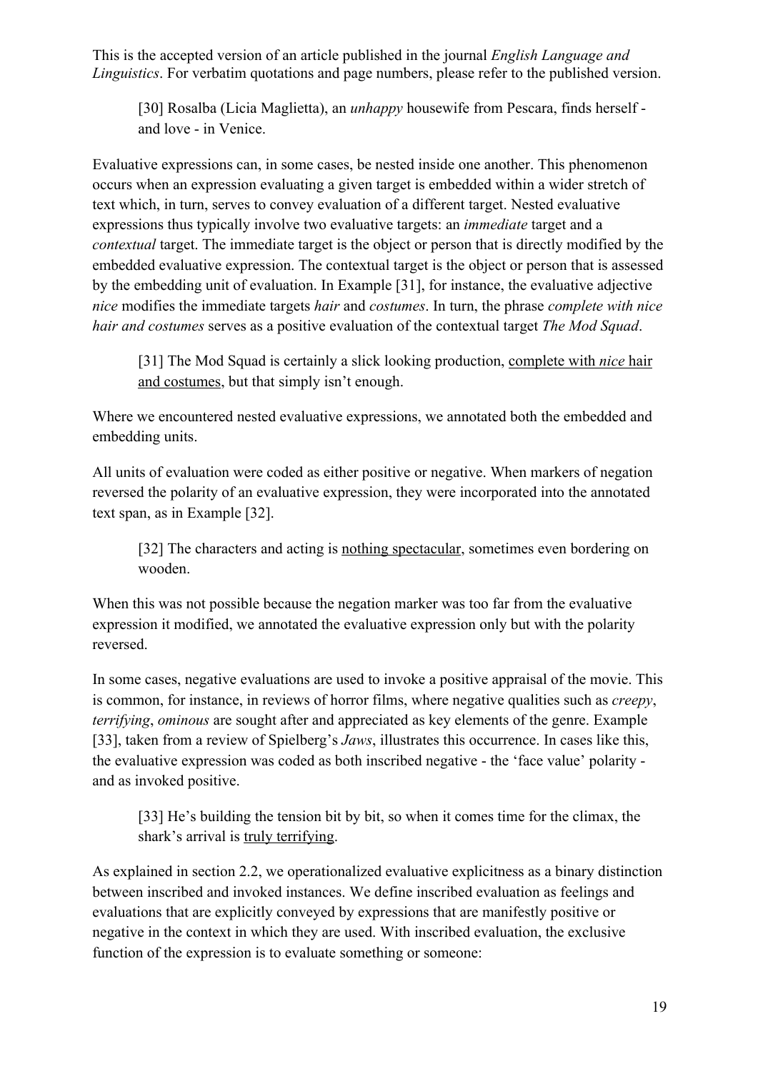This is the accepted version of an article published in the journal *English Language and Linguistics*. For verbatim quotations and page numbers, please refer to the published version.

> [30] Rosalba (Licia Maglietta), an *unhappy* housewife from Pescara, finds herself - and love - in Venice.

Evaluative expressions can, in some cases, be nested inside one another. This phenomenon occurs when an expression evaluating a given target is embedded within a wider stretch of text which, in turn, serves to convey evaluation of a different target. Nested evaluative expressions thus typically involve two evaluative targets: an *immediate* target and a *contextual* target. The immediate target is the object or person that is directly modified by the embedded evaluative expression. The contextual target is the object or person that is assessed by the embedding unit of evaluation. In Example [31], for instance, the evaluative adjective *nice* modifies the immediate targets *hair* and *costumes*. In turn, the phrase *complete with nice hair and costumes* serves as a positive evaluation of the contextual target *The Mod Squad*.

> [31] The Mod Squad is certainly a slick looking production, <u>complete with *nice* hair and costumes</u>, but that simply isn't enough.

Where we encountered nested evaluative expressions, we annotated both the embedded and embedding units.

All units of evaluation were coded as either positive or negative. When markers of negation reversed the polarity of an evaluative expression, they were incorporated into the annotated text span, as in Example [32].

> [32] The characters and acting is <u>nothing spectacular</u>, sometimes even bordering on wooden.

When this was not possible because the negation marker was too far from the evaluative expression it modified, we annotated the evaluative expression only but with the polarity reversed.

In some cases, negative evaluations are used to invoke a positive appraisal of the movie. This is common, for instance, in reviews of horror films, where negative qualities such as *creepy*, *terrifying*, *ominous* are sought after and appreciated as key elements of the genre. Example [33], taken from a review of Spielberg's *Jaws*, illustrates this occurrence. In cases like this, the evaluative expression was coded as both inscribed negative - the 'face value' polarity - and as invoked positive.

> [33] He's building the tension bit by bit, so when it comes time for the climax, the shark's arrival is <u>truly terrifying</u>.

As explained in section 2.2, we operationalized evaluative explicitness as a binary distinction between inscribed and invoked instances. We define inscribed evaluation as feelings and evaluations that are explicitly conveyed by expressions that are manifestly positive or negative in the context in which they are used. With inscribed evaluation, the exclusive function of the expression is to evaluate something or someone: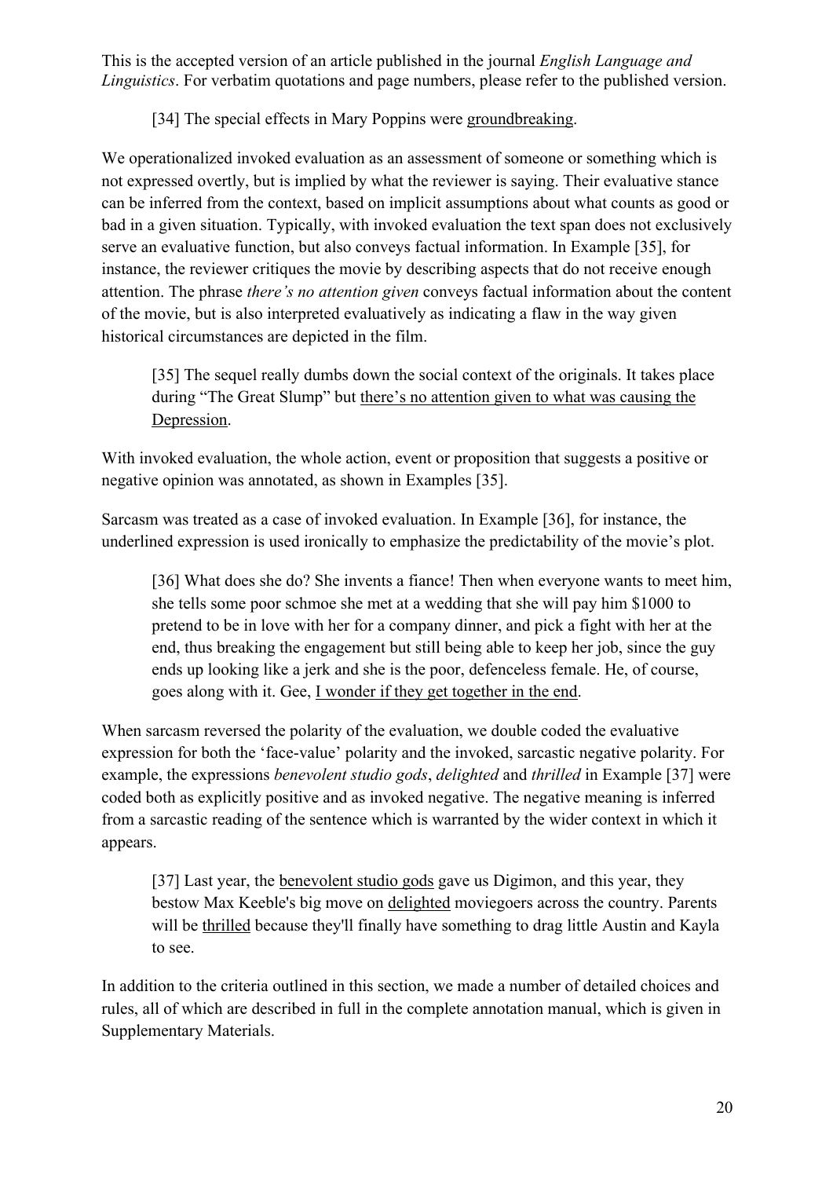This is the accepted version of an article published in the journal *English Language and Linguistics*. For verbatim quotations and page numbers, please refer to the published version.

> [34] The special effects in Mary Poppins were <u>groundbreaking</u>.

We operationalized invoked evaluation as an assessment of someone or something which is not expressed overtly, but is implied by what the reviewer is saying. Their evaluative stance can be inferred from the context, based on implicit assumptions about what counts as good or bad in a given situation. Typically, with invoked evaluation the text span does not exclusively serve an evaluative function, but also conveys factual information. In Example [35], for instance, the reviewer critiques the movie by describing aspects that do not receive enough attention. The phrase *there's no attention given* conveys factual information about the content of the movie, but is also interpreted evaluatively as indicating a flaw in the way given historical circumstances are depicted in the film.

> [35] The sequel really dumbs down the social context of the originals. It takes place during "The Great Slump" but <u>there's no attention given to what was causing the Depression</u>.

With invoked evaluation, the whole action, event or proposition that suggests a positive or negative opinion was annotated, as shown in Examples [35].

Sarcasm was treated as a case of invoked evaluation. In Example [36], for instance, the underlined expression is used ironically to emphasize the predictability of the movie's plot.

> [36] What does she do? She invents a fiance! Then when everyone wants to meet him, she tells some poor schmoe she met at a wedding that she will pay him $1000 to pretend to be in love with her for a company dinner, and pick a fight with her at the end, thus breaking the engagement but still being able to keep her job, since the guy ends up looking like a jerk and she is the poor, defenceless female. He, of course, goes along with it. Gee, <u>I wonder if they get together in the end</u>.

When sarcasm reversed the polarity of the evaluation, we double coded the evaluative expression for both the 'face-value' polarity and the invoked, sarcastic negative polarity. For example, the expressions *benevolent studio gods*, *delighted* and *thrilled* in Example [37] were coded both as explicitly positive and as invoked negative. The negative meaning is inferred from a sarcastic reading of the sentence which is warranted by the wider context in which it appears.

> [37] Last year, the <u>benevolent studio gods</u> gave us Digimon, and this year, they bestow Max Keeble's big move on <u>delighted</u> moviegoers across the country. Parents will be <u>thrilled</u> because they'll finally have something to drag little Austin and Kayla to see.

In addition to the criteria outlined in this section, we made a number of detailed choices and rules, all of which are described in full in the complete annotation manual, which is given in Supplementary Materials.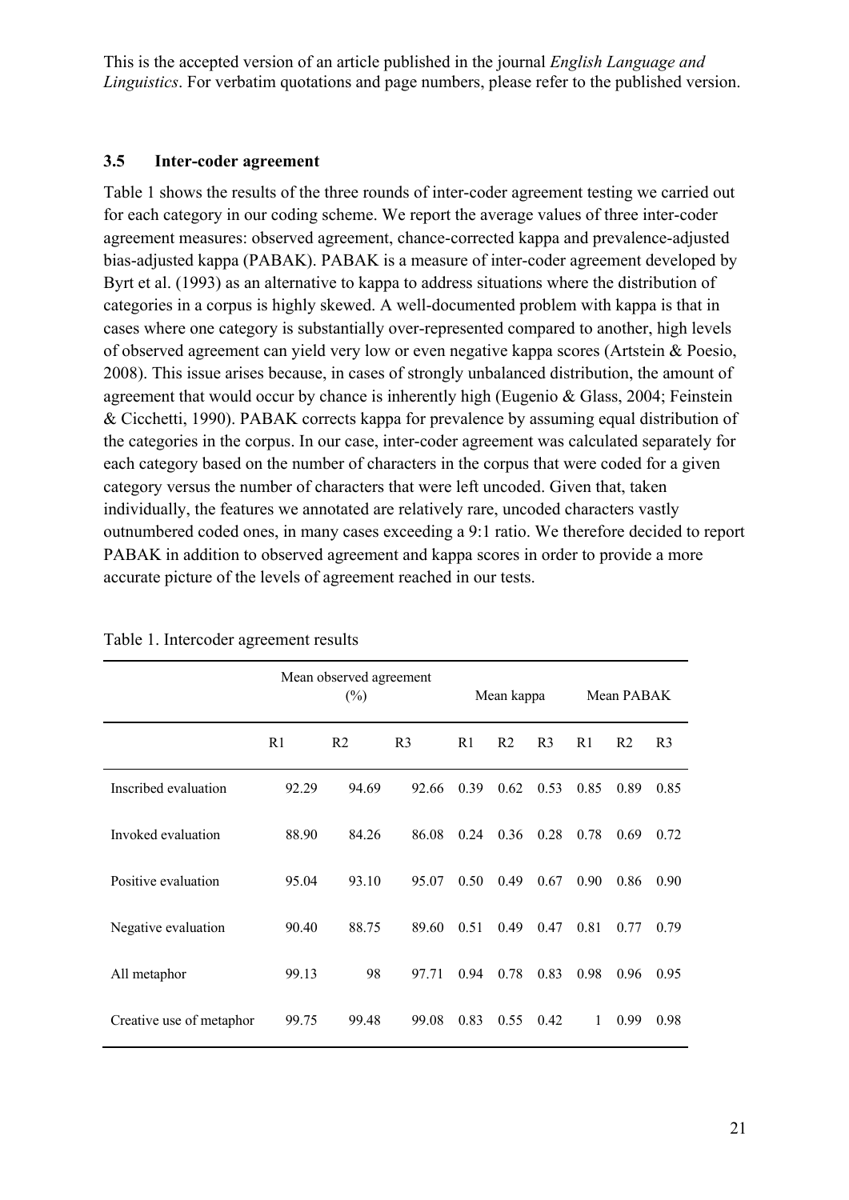This is the accepted version of an article published in the journal *English Language and Linguistics*. For verbatim quotations and page numbers, please refer to the published version.

### 3.5 Inter-coder agreement

Table 1 shows the results of the three rounds of inter-coder agreement testing we carried out for each category in our coding scheme. We report the average values of three inter-coder agreement measures: observed agreement, chance-corrected kappa and prevalence-adjusted bias-adjusted kappa (PABAK). PABAK is a measure of inter-coder agreement developed by Byrt et al. (1993) as an alternative to kappa to address situations where the distribution of categories in a corpus is highly skewed. A well-documented problem with kappa is that in cases where one category is substantially over-represented compared to another, high levels of observed agreement can yield very low or even negative kappa scores (Artstein & Poesio, 2008). This issue arises because, in cases of strongly unbalanced distribution, the amount of agreement that would occur by chance is inherently high (Eugenio & Glass, 2004; Feinstein & Cicchetti, 1990). PABAK corrects kappa for prevalence by assuming equal distribution of the categories in the corpus. In our case, inter-coder agreement was calculated separately for each category based on the number of characters in the corpus that were coded for a given category versus the number of characters that were left uncoded. Given that, taken individually, the features we annotated are relatively rare, uncoded characters vastly outnumbered coded ones, in many cases exceeding a 9:1 ratio. We therefore decided to report PABAK in addition to observed agreement and kappa scores in order to provide a more accurate picture of the levels of agreement reached in our tests.

Table 1. Intercoder agreement results

| | Mean observed agreement (%) | | | Mean kappa | | | Mean PABAK | | |
|---|---|---|---|---|---|---|---|---|---|
| | R1 | R2 | R3 | R1 | R2 | R3 | R1 | R2 | R3 |
| Inscribed evaluation | 92.29 | 94.69 | 92.66 | 0.39 | 0.62 | 0.53 | 0.85 | 0.89 | 0.85 |
| Invoked evaluation | 88.90 | 84.26 | 86.08 | 0.24 | 0.36 | 0.28 | 0.78 | 0.69 | 0.72 |
| Positive evaluation | 95.04 | 93.10 | 95.07 | 0.50 | 0.49 | 0.67 | 0.90 | 0.86 | 0.90 |
| Negative evaluation | 90.40 | 88.75 | 89.60 | 0.51 | 0.49 | 0.47 | 0.81 | 0.77 | 0.79 |
| All metaphor | 99.13 | 98 | 97.71 | 0.94 | 0.78 | 0.83 | 0.98 | 0.96 | 0.95 |
| Creative use of metaphor | 99.75 | 99.48 | 99.08 | 0.83 | 0.55 | 0.42 | 1 | 0.99 | 0.98 |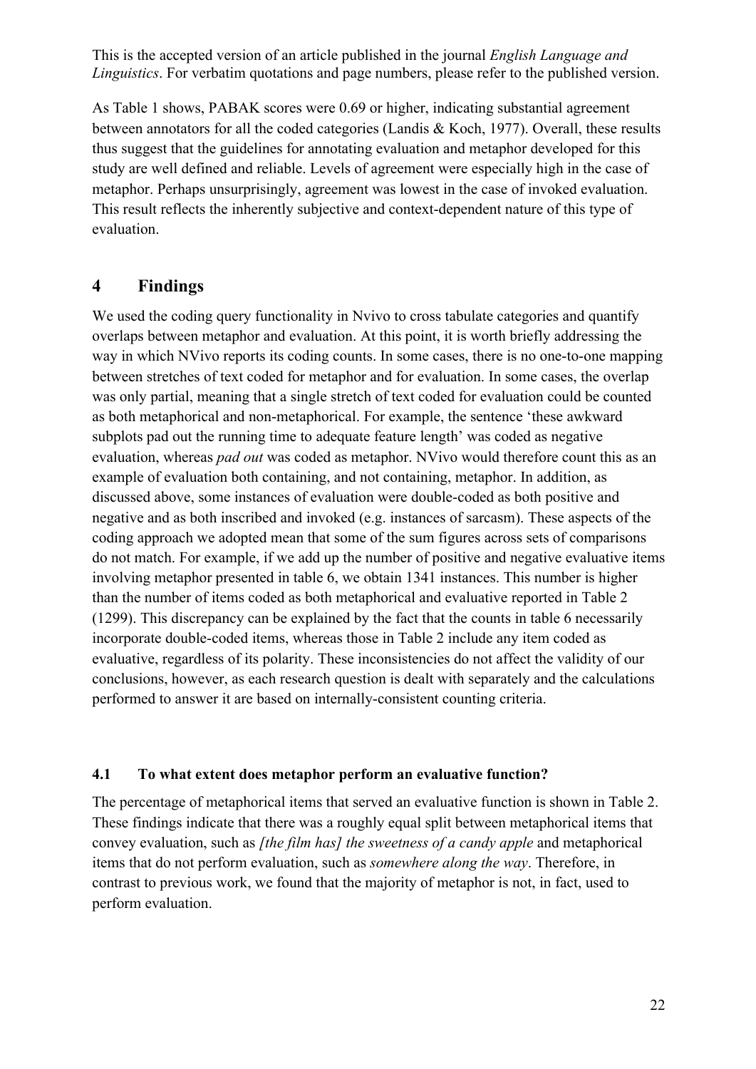This is the accepted version of an article published in the journal *English Language and Linguistics*. For verbatim quotations and page numbers, please refer to the published version.

As Table 1 shows, PABAK scores were 0.69 or higher, indicating substantial agreement between annotators for all the coded categories (Landis & Koch, 1977). Overall, these results thus suggest that the guidelines for annotating evaluation and metaphor developed for this study are well defined and reliable. Levels of agreement were especially high in the case of metaphor. Perhaps unsurprisingly, agreement was lowest in the case of invoked evaluation. This result reflects the inherently subjective and context-dependent nature of this type of evaluation.

## 4 Findings

We used the coding query functionality in Nvivo to cross tabulate categories and quantify overlaps between metaphor and evaluation. At this point, it is worth briefly addressing the way in which NVivo reports its coding counts. In some cases, there is no one-to-one mapping between stretches of text coded for metaphor and for evaluation. In some cases, the overlap was only partial, meaning that a single stretch of text coded for evaluation could be counted as both metaphorical and non-metaphorical. For example, the sentence 'these awkward subplots pad out the running time to adequate feature length' was coded as negative evaluation, whereas *pad out* was coded as metaphor. NVivo would therefore count this as an example of evaluation both containing, and not containing, metaphor. In addition, as discussed above, some instances of evaluation were double-coded as both positive and negative and as both inscribed and invoked (e.g. instances of sarcasm). These aspects of the coding approach we adopted mean that some of the sum figures across sets of comparisons do not match. For example, if we add up the number of positive and negative evaluative items involving metaphor presented in table 6, we obtain 1341 instances. This number is higher than the number of items coded as both metaphorical and evaluative reported in Table 2 (1299). This discrepancy can be explained by the fact that the counts in table 6 necessarily incorporate double-coded items, whereas those in Table 2 include any item coded as evaluative, regardless of its polarity. These inconsistencies do not affect the validity of our conclusions, however, as each research question is dealt with separately and the calculations performed to answer it are based on internally-consistent counting criteria.

### 4.1 To what extent does metaphor perform an evaluative function?

The percentage of metaphorical items that served an evaluative function is shown in Table 2. These findings indicate that there was a roughly equal split between metaphorical items that convey evaluation, such as *[the film has] the sweetness of a candy apple* and metaphorical items that do not perform evaluation, such as *somewhere along the way*. Therefore, in contrast to previous work, we found that the majority of metaphor is not, in fact, used to perform evaluation.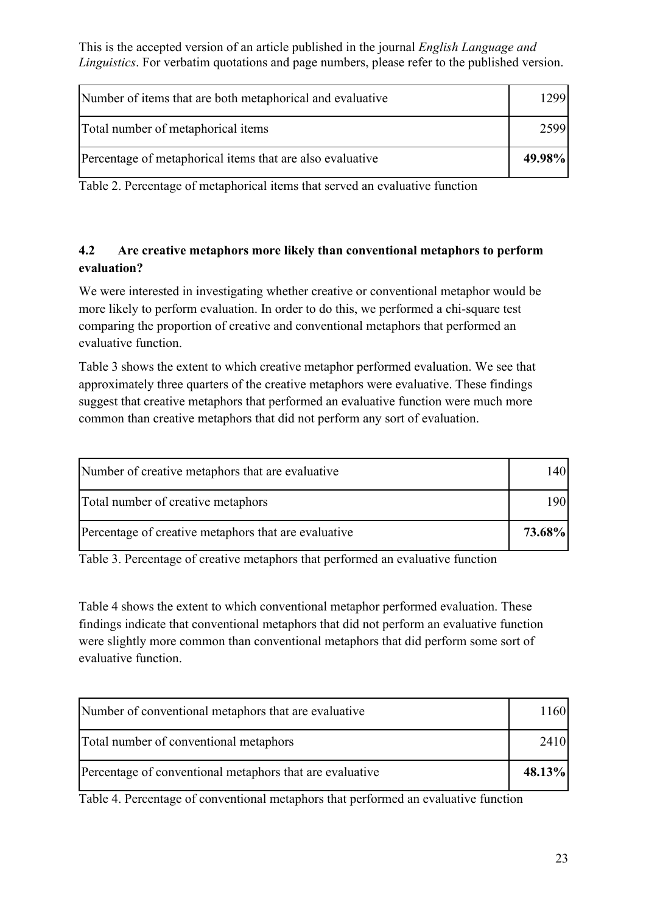This is the accepted version of an article published in the journal *English Language and Linguistics*. For verbatim quotations and page numbers, please refer to the published version.

| | |
|---|---|
| Number of items that are both metaphorical and evaluative | 1299 |
| Total number of metaphorical items | 2599 |
| Percentage of metaphorical items that are also evaluative | **49.98%** |

Table 2. Percentage of metaphorical items that served an evaluative function

### 4.2 Are creative metaphors more likely than conventional metaphors to perform evaluation?

We were interested in investigating whether creative or conventional metaphor would be more likely to perform evaluation. In order to do this, we performed a chi-square test comparing the proportion of creative and conventional metaphors that performed an evaluative function.

Table 3 shows the extent to which creative metaphor performed evaluation. We see that approximately three quarters of the creative metaphors were evaluative. These findings suggest that creative metaphors that performed an evaluative function were much more common than creative metaphors that did not perform any sort of evaluation.

| | |
|---|---|
| Number of creative metaphors that are evaluative | 140 |
| Total number of creative metaphors | 190 |
| Percentage of creative metaphors that are evaluative | **73.68%** |

Table 3. Percentage of creative metaphors that performed an evaluative function

Table 4 shows the extent to which conventional metaphor performed evaluation. These findings indicate that conventional metaphors that did not perform an evaluative function were slightly more common than conventional metaphors that did perform some sort of evaluative function.

| | |
|---|---|
| Number of conventional metaphors that are evaluative | 1160 |
| Total number of conventional metaphors | 2410 |
| Percentage of conventional metaphors that are evaluative | **48.13%** |

Table 4. Percentage of conventional metaphors that performed an evaluative function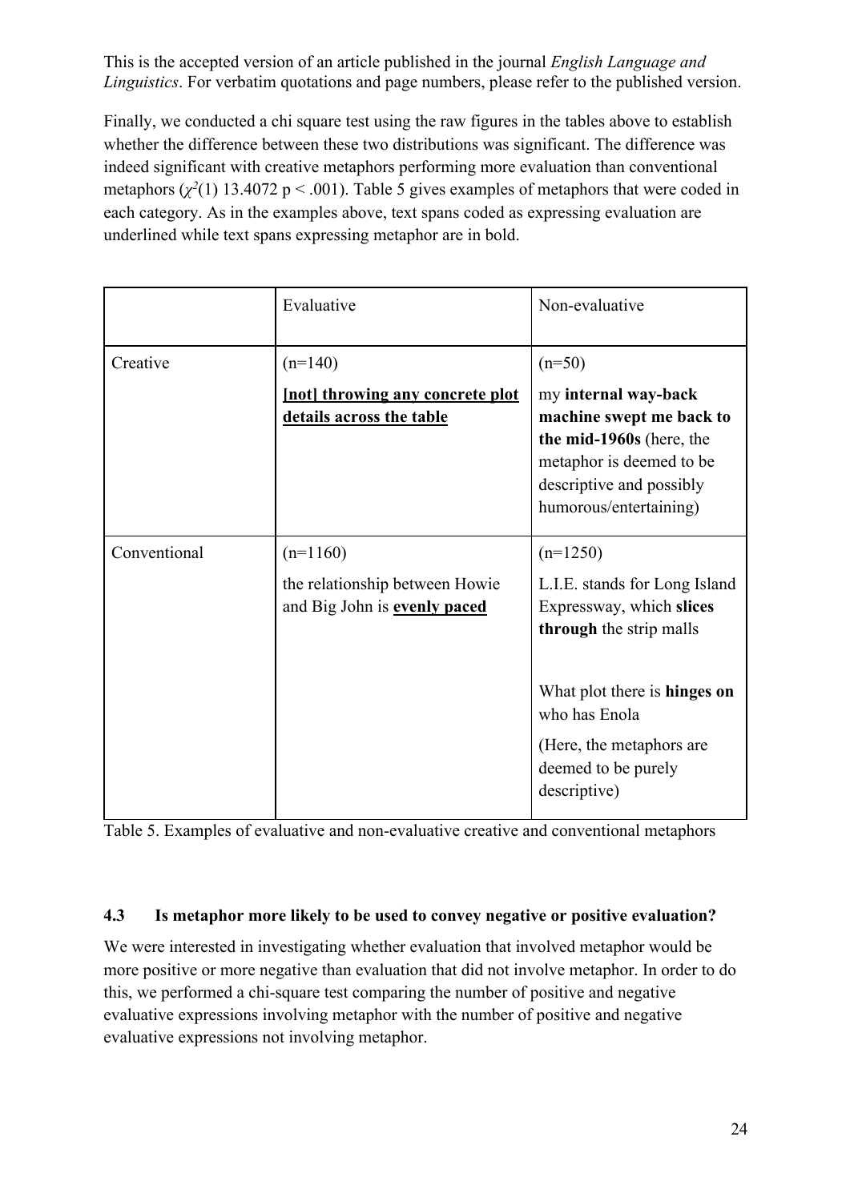This is the accepted version of an article published in the journal *English Language and Linguistics*. For verbatim quotations and page numbers, please refer to the published version.

Finally, we conducted a chi square test using the raw figures in the tables above to establish whether the difference between these two distributions was significant. The difference was indeed significant with creative metaphors performing more evaluation than conventional metaphors ($\chi^2(1)$ 13.4072 $p < .001$). Table 5 gives examples of metaphors that were coded in each category. As in the examples above, text spans coded as expressing evaluation are underlined while text spans expressing metaphor are in bold.

| | Evaluative | Non-evaluative |
|---|---|---|
| Creative | (n=140)<br><u>**[not] throwing any concrete plot details across the table**</u> | (n=50)<br>my **internal way-back machine swept me back to the mid-1960s** (here, the metaphor is deemed to be descriptive and possibly humorous/entertaining) |
| Conventional | (n=1160)<br><u>the relationship between Howie and Big John is **evenly paced**</u> | (n=1250)<br>L.I.E. stands for Long Island Expressway, which **slices through** the strip malls<br><br>What plot there is **hinges on** who has Enola<br>(Here, the metaphors are deemed to be purely descriptive) |

Table 5. Examples of evaluative and non-evaluative creative and conventional metaphors

### 4.3 Is metaphor more likely to be used to convey negative or positive evaluation?

We were interested in investigating whether evaluation that involved metaphor would be more positive or more negative than evaluation that did not involve metaphor. In order to do this, we performed a chi-square test comparing the number of positive and negative evaluative expressions involving metaphor with the number of positive and negative evaluative expressions not involving metaphor.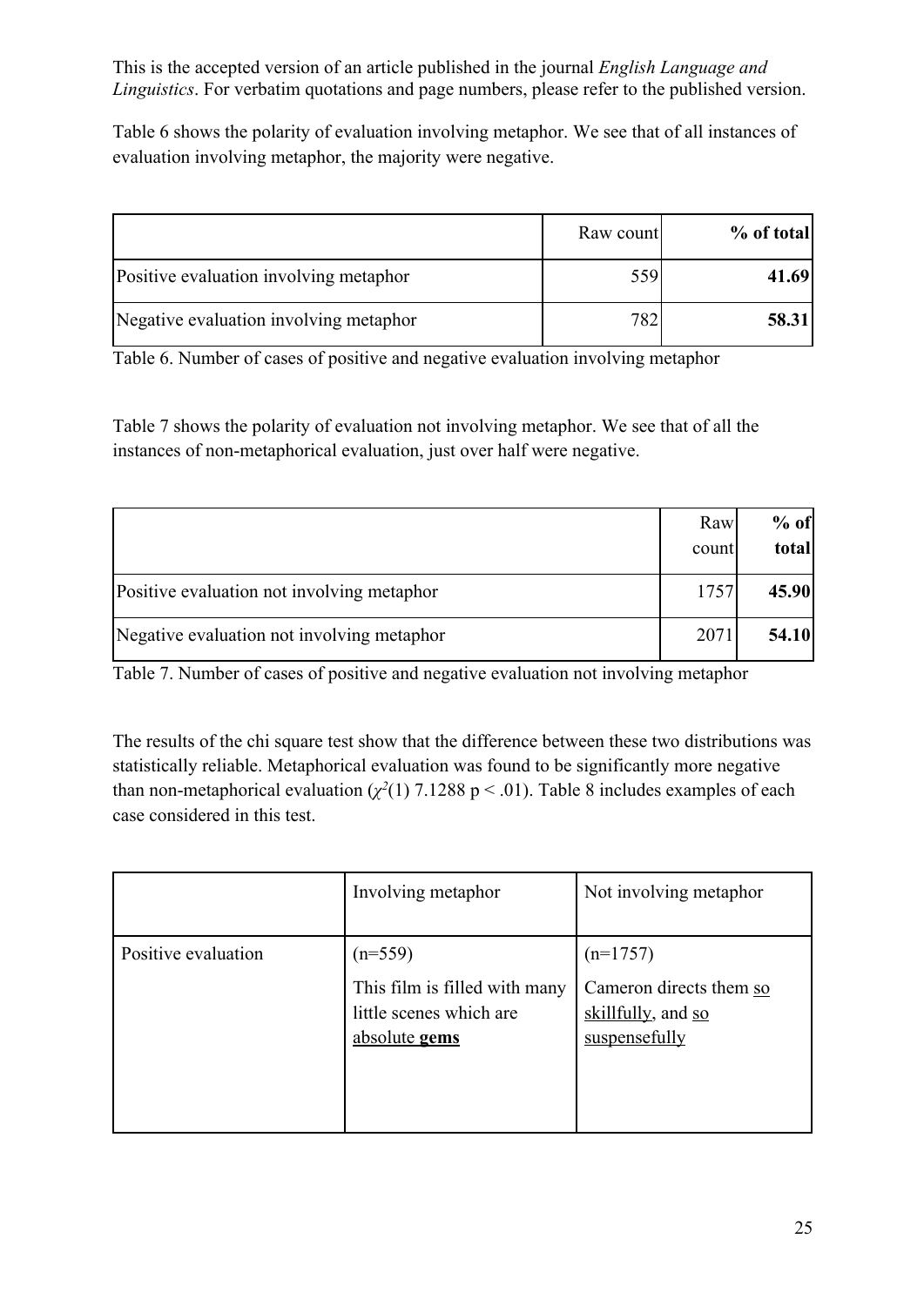This is the accepted version of an article published in the journal *English Language and Linguistics*. For verbatim quotations and page numbers, please refer to the published version.

Table 6 shows the polarity of evaluation involving metaphor. We see that of all instances of evaluation involving metaphor, the majority were negative.

| | Raw count | **% of total** |
|---|---|---|
| Positive evaluation involving metaphor | 559 | **41.69** |
| Negative evaluation involving metaphor | 782 | **58.31** |

Table 6. Number of cases of positive and negative evaluation involving metaphor

Table 7 shows the polarity of evaluation not involving metaphor. We see that of all the instances of non-metaphorical evaluation, just over half were negative.

| | Raw count | **% of total** |
|---|---|---|
| Positive evaluation not involving metaphor | 1757 | **45.90** |
| Negative evaluation not involving metaphor | 2071 | **54.10** |

Table 7. Number of cases of positive and negative evaluation not involving metaphor

The results of the chi square test show that the difference between these two distributions was statistically reliable. Metaphorical evaluation was found to be significantly more negative than non-metaphorical evaluation ($\chi^2(1)$ 7.1288 $p < .01$). Table 8 includes examples of each case considered in this test.

| | Involving metaphor | Not involving metaphor |
|---|---|---|
| Positive evaluation | (n=559)<br>This film is filled with many little scenes which are <u>absolute **gems**</u> | (n=1757)<br>Cameron directs them <u>so skillfully</u>, and <u>so suspensefully</u> |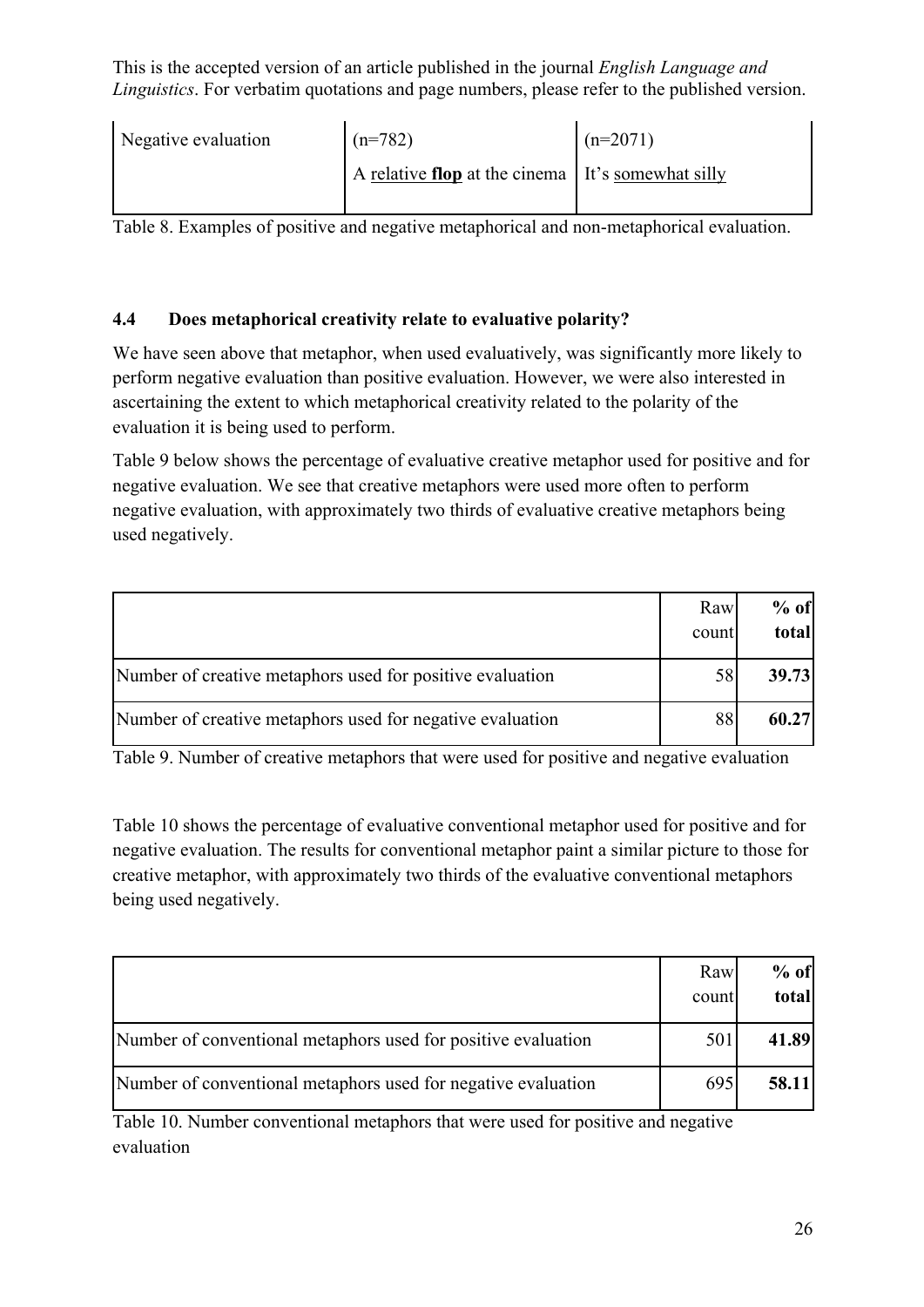This is the accepted version of an article published in the journal *English Language and Linguistics*. For verbatim quotations and page numbers, please refer to the published version.

| | | |
|---|---|---|
| Negative evaluation | (n=782)<br>A relative **flop** at the cinema | (n=2071)<br>It's somewhat silly |

Table 8. Examples of positive and negative metaphorical and non-metaphorical evaluation.

### 4.4 Does metaphorical creativity relate to evaluative polarity?

We have seen above that metaphor, when used evaluatively, was significantly more likely to perform negative evaluation than positive evaluation. However, we were also interested in ascertaining the extent to which metaphorical creativity related to the polarity of the evaluation it is being used to perform.

Table 9 below shows the percentage of evaluative creative metaphor used for positive and for negative evaluation. We see that creative metaphors were used more often to perform negative evaluation, with approximately two thirds of evaluative creative metaphors being used negatively.

| | Raw count | **% of total** |
|---|---|---|
| Number of creative metaphors used for positive evaluation | 58 | **39.73** |
| Number of creative metaphors used for negative evaluation | 88 | **60.27** |

Table 9. Number of creative metaphors that were used for positive and negative evaluation

Table 10 shows the percentage of evaluative conventional metaphor used for positive and for negative evaluation. The results for conventional metaphor paint a similar picture to those for creative metaphor, with approximately two thirds of the evaluative conventional metaphors being used negatively.

| | Raw count | **% of total** |
|---|---|---|
| Number of conventional metaphors used for positive evaluation | 501 | **41.89** |
| Number of conventional metaphors used for negative evaluation | 695 | **58.11** |

Table 10. Number conventional metaphors that were used for positive and negative evaluation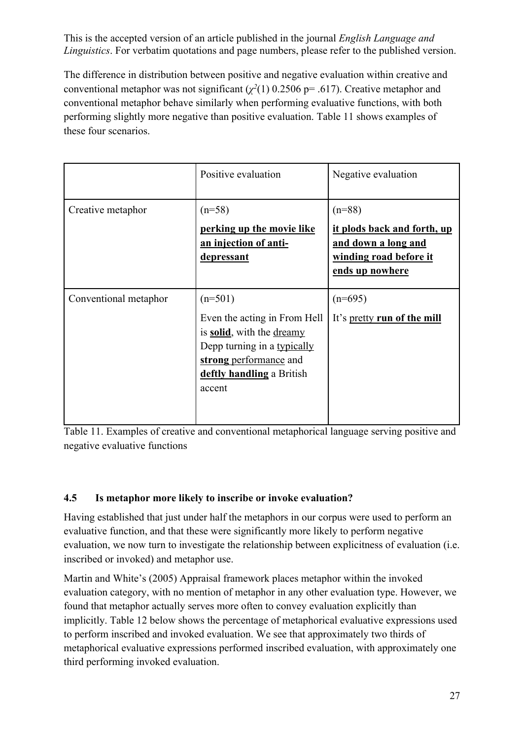This is the accepted version of an article published in the journal *English Language and Linguistics*. For verbatim quotations and page numbers, please refer to the published version.

The difference in distribution between positive and negative evaluation within creative and conventional metaphor was not significant ($\chi^2(1)$ 0.2506 p= .617). Creative metaphor and conventional metaphor behave similarly when performing evaluative functions, with both performing slightly more negative than positive evaluation. Table 11 shows examples of these four scenarios.

| | Positive evaluation | Negative evaluation |
|---|---|---|
| Creative metaphor | (n=58)<br>**perking up the movie like an injection of anti-depressant** | (n=88)<br>**it plods back and forth, up and down a long and winding road before it ends up nowhere** |
| Conventional metaphor | (n=501)<br>Even the acting in From Hell is **solid**, with the dreamy Depp turning in a typically **strong** performance and **deftly handling** a British accent | (n=695)<br>It's pretty **run of the mill** |

Table 11. Examples of creative and conventional metaphorical language serving positive and negative evaluative functions

### 4.5 Is metaphor more likely to inscribe or invoke evaluation?

Having established that just under half the metaphors in our corpus were used to perform an evaluative function, and that these were significantly more likely to perform negative evaluation, we now turn to investigate the relationship between explicitness of evaluation (i.e. inscribed or invoked) and metaphor use.

Martin and White's (2005) Appraisal framework places metaphor within the invoked evaluation category, with no mention of metaphor in any other evaluation type. However, we found that metaphor actually serves more often to convey evaluation explicitly than implicitly. Table 12 below shows the percentage of metaphorical evaluative expressions used to perform inscribed and invoked evaluation. We see that approximately two thirds of metaphorical evaluative expressions performed inscribed evaluation, with approximately one third performing invoked evaluation.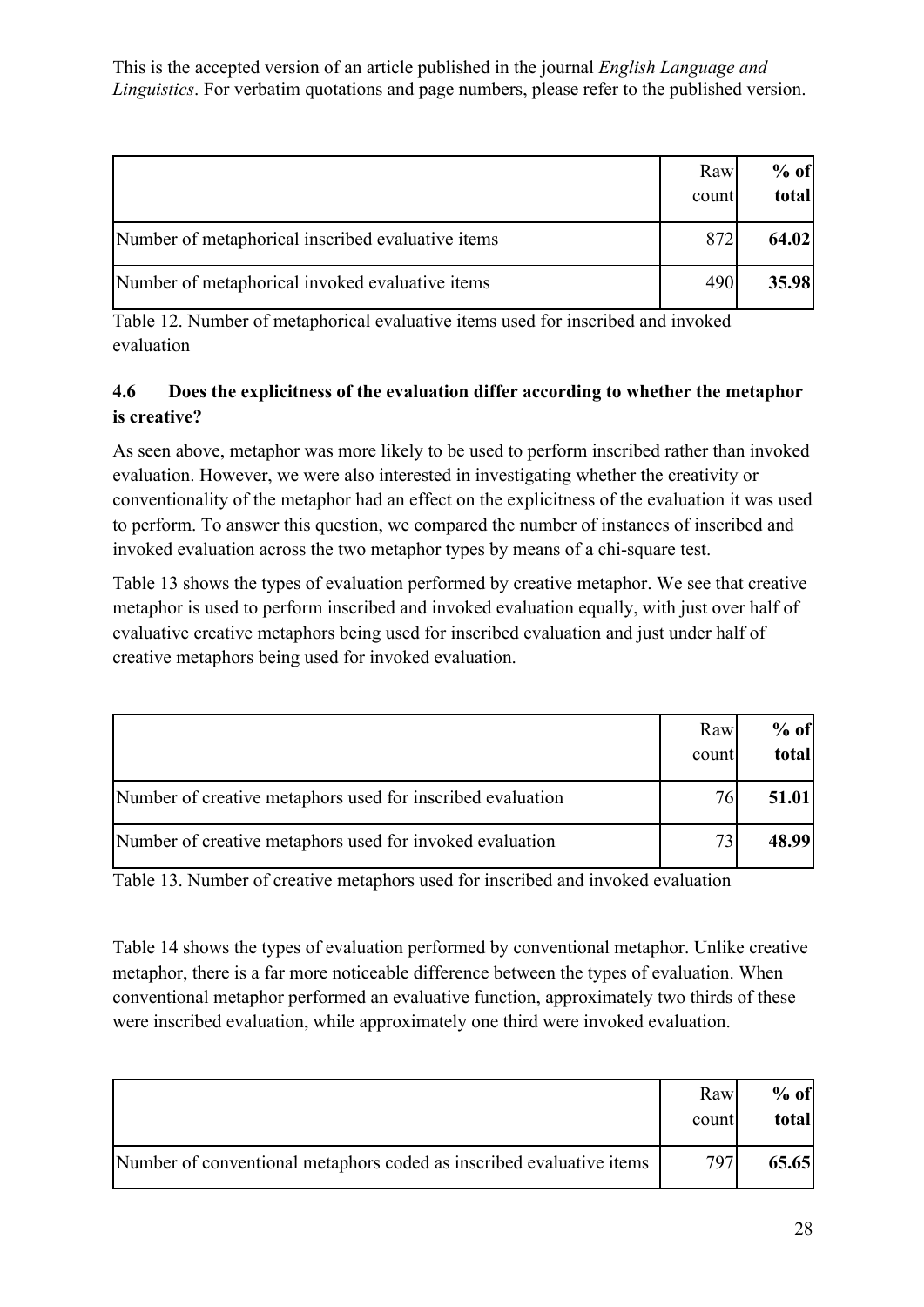This is the accepted version of an article published in the journal *English Language and Linguistics*. For verbatim quotations and page numbers, please refer to the published version.

| | Raw count | **% of total** |
|---|---|---|
| Number of metaphorical inscribed evaluative items | 872 | **64.02** |
| Number of metaphorical invoked evaluative items | 490 | **35.98** |

Table 12. Number of metaphorical evaluative items used for inscribed and invoked evaluation

### 4.6 Does the explicitness of the evaluation differ according to whether the metaphor is creative?

As seen above, metaphor was more likely to be used to perform inscribed rather than invoked evaluation. However, we were also interested in investigating whether the creativity or conventionality of the metaphor had an effect on the explicitness of the evaluation it was used to perform. To answer this question, we compared the number of instances of inscribed and invoked evaluation across the two metaphor types by means of a chi-square test.

Table 13 shows the types of evaluation performed by creative metaphor. We see that creative metaphor is used to perform inscribed and invoked evaluation equally, with just over half of evaluative creative metaphors being used for inscribed evaluation and just under half of creative metaphors being used for invoked evaluation.

| | Raw count | **% of total** |
|---|---|---|
| Number of creative metaphors used for inscribed evaluation | 76 | **51.01** |
| Number of creative metaphors used for invoked evaluation | 73 | **48.99** |

Table 13. Number of creative metaphors used for inscribed and invoked evaluation

Table 14 shows the types of evaluation performed by conventional metaphor. Unlike creative metaphor, there is a far more noticeable difference between the types of evaluation. When conventional metaphor performed an evaluative function, approximately two thirds of these were inscribed evaluation, while approximately one third were invoked evaluation.

| | Raw count | **% of total** |
|---|---|---|
| Number of conventional metaphors coded as inscribed evaluative items | 797 | **65.65** |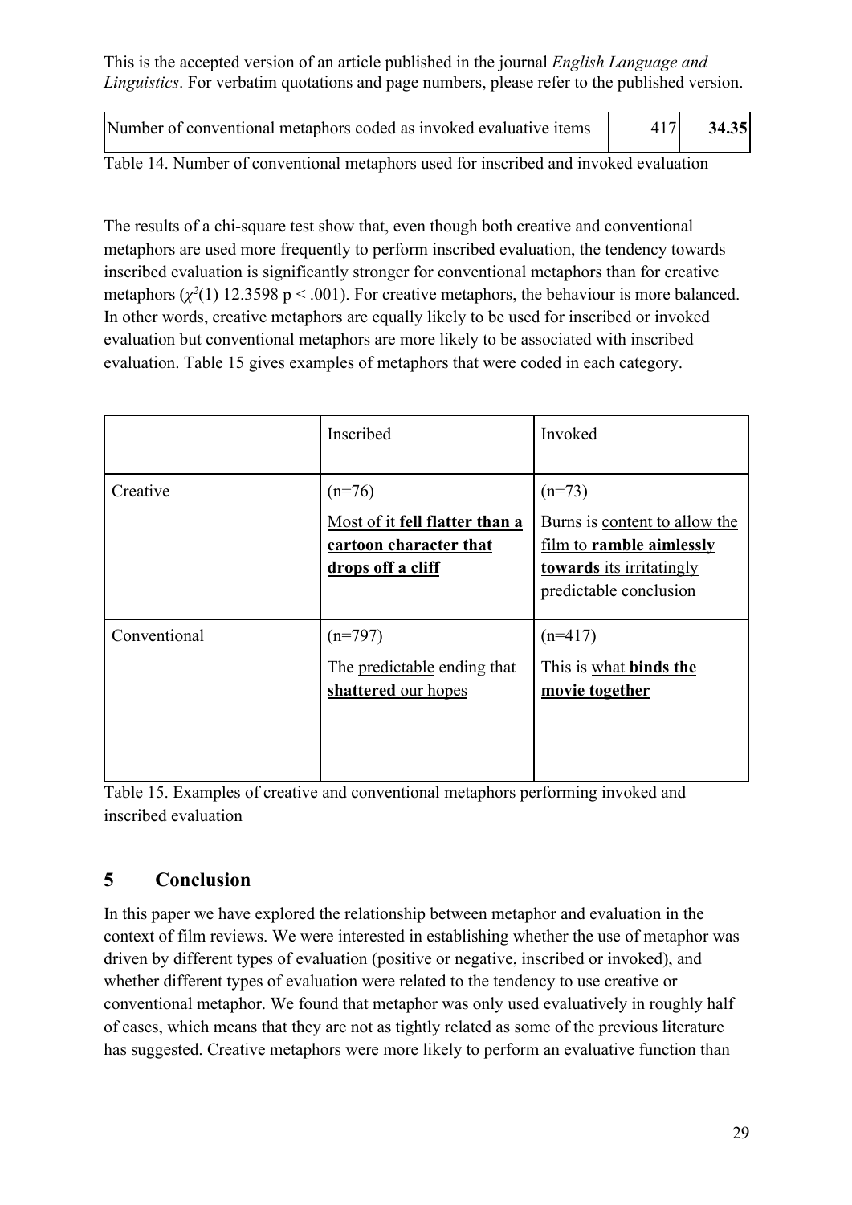This is the accepted version of an article published in the journal *English Language and Linguistics*. For verbatim quotations and page numbers, please refer to the published version.

| | | |
|---|---|---|
| Number of conventional metaphors coded as invoked evaluative items | 417 | **34.35** |

Table 14. Number of conventional metaphors used for inscribed and invoked evaluation

The results of a chi-square test show that, even though both creative and conventional metaphors are used more frequently to perform inscribed evaluation, the tendency towards inscribed evaluation is significantly stronger for conventional metaphors than for creative metaphors ($\chi^2(1)$ 12.3598 $p < .001$). For creative metaphors, the behaviour is more balanced. In other words, creative metaphors are equally likely to be used for inscribed or invoked evaluation but conventional metaphors are more likely to be associated with inscribed evaluation. Table 15 gives examples of metaphors that were coded in each category.

| | Inscribed | Invoked |
|---|---|---|
| Creative | (n=76)<br>Most of it **fell flatter than a cartoon character that drops off a cliff** | (n=73)<br>Burns is content to allow the film to **ramble aimlessly towards** its irritatingly predictable conclusion |
| Conventional | (n=797)<br>The predictable ending that **shattered** our hopes | (n=417)<br>This is what **binds the movie together** |

Table 15. Examples of creative and conventional metaphors performing invoked and inscribed evaluation

## 5 Conclusion

In this paper we have explored the relationship between metaphor and evaluation in the context of film reviews. We were interested in establishing whether the use of metaphor was driven by different types of evaluation (positive or negative, inscribed or invoked), and whether different types of evaluation were related to the tendency to use creative or conventional metaphor. We found that metaphor was only used evaluatively in roughly half of cases, which means that they are not as tightly related as some of the previous literature has suggested. Creative metaphors were more likely to perform an evaluative function than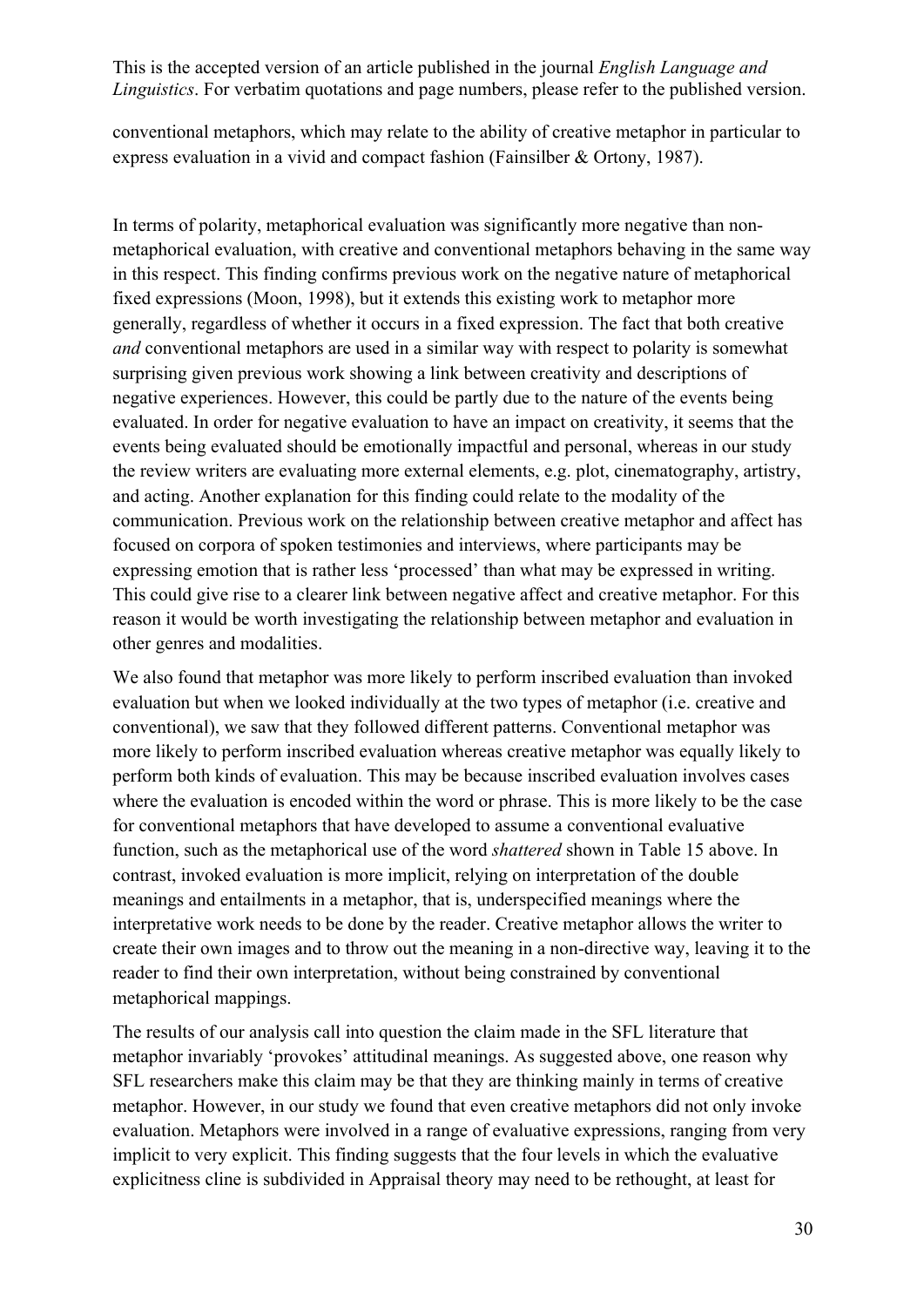conventional metaphors, which may relate to the ability of creative metaphor in particular to express evaluation in a vivid and compact fashion (Fainsilber & Ortony, 1987).

In terms of polarity, metaphorical evaluation was significantly more negative than non-metaphorical evaluation, with creative and conventional metaphors behaving in the same way in this respect. This finding confirms previous work on the negative nature of metaphorical fixed expressions (Moon, 1998), but it extends this existing work to metaphor more generally, regardless of whether it occurs in a fixed expression. The fact that both creative *and* conventional metaphors are used in a similar way with respect to polarity is somewhat surprising given previous work showing a link between creativity and descriptions of negative experiences. However, this could be partly due to the nature of the events being evaluated. In order for negative evaluation to have an impact on creativity, it seems that the events being evaluated should be emotionally impactful and personal, whereas in our study the review writers are evaluating more external elements, e.g. plot, cinematography, artistry, and acting. Another explanation for this finding could relate to the modality of the communication. Previous work on the relationship between creative metaphor and affect has focused on corpora of spoken testimonies and interviews, where participants may be expressing emotion that is rather less 'processed' than what may be expressed in writing. This could give rise to a clearer link between negative affect and creative metaphor. For this reason it would be worth investigating the relationship between metaphor and evaluation in other genres and modalities.

We also found that metaphor was more likely to perform inscribed evaluation than invoked evaluation but when we looked individually at the two types of metaphor (i.e. creative and conventional), we saw that they followed different patterns. Conventional metaphor was more likely to perform inscribed evaluation whereas creative metaphor was equally likely to perform both kinds of evaluation. This may be because inscribed evaluation involves cases where the evaluation is encoded within the word or phrase. This is more likely to be the case for conventional metaphors that have developed to assume a conventional evaluative function, such as the metaphorical use of the word *shattered* shown in Table 15 above. In contrast, invoked evaluation is more implicit, relying on interpretation of the double meanings and entailments in a metaphor, that is, underspecified meanings where the interpretative work needs to be done by the reader. Creative metaphor allows the writer to create their own images and to throw out the meaning in a non-directive way, leaving it to the reader to find their own interpretation, without being constrained by conventional metaphorical mappings.

The results of our analysis call into question the claim made in the SFL literature that metaphor invariably 'provokes' attitudinal meanings. As suggested above, one reason why SFL researchers make this claim may be that they are thinking mainly in terms of creative metaphor. However, in our study we found that even creative metaphors did not only invoke evaluation. Metaphors were involved in a range of evaluative expressions, ranging from very implicit to very explicit. This finding suggests that the four levels in which the evaluative explicitness cline is subdivided in Appraisal theory may need to be rethought, at least for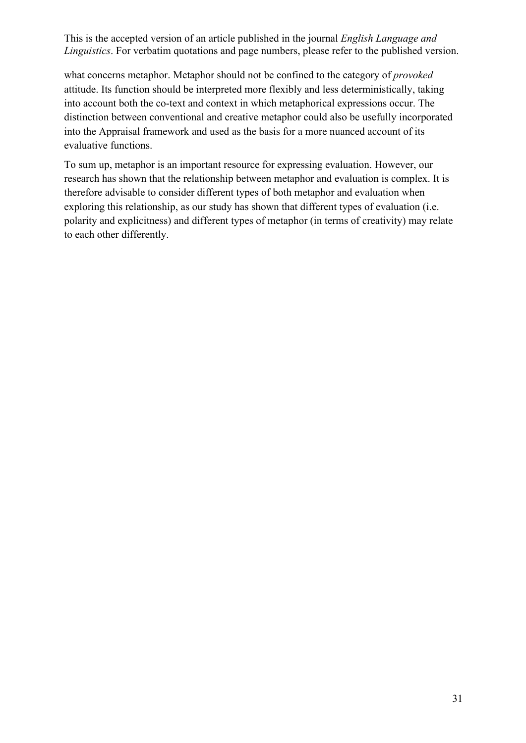what concerns metaphor. Metaphor should not be confined to the category of *provoked* attitude. Its function should be interpreted more flexibly and less deterministically, taking into account both the co-text and context in which metaphorical expressions occur. The distinction between conventional and creative metaphor could also be usefully incorporated into the Appraisal framework and used as the basis for a more nuanced account of its evaluative functions.

To sum up, metaphor is an important resource for expressing evaluation. However, our research has shown that the relationship between metaphor and evaluation is complex. It is therefore advisable to consider different types of both metaphor and evaluation when exploring this relationship, as our study has shown that different types of evaluation (i.e. polarity and explicitness) and different types of metaphor (in terms of creativity) may relate to each other differently.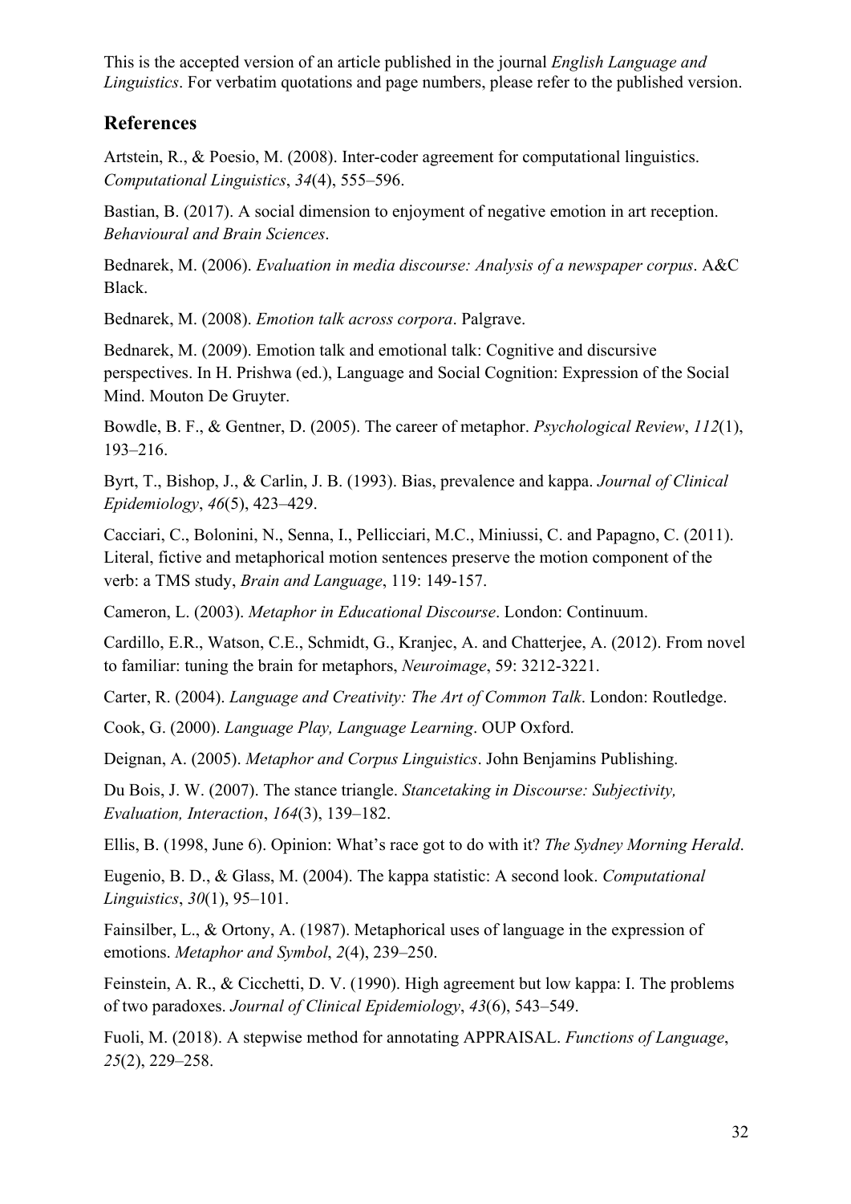This is the accepted version of an article published in the journal *English Language and Linguistics*. For verbatim quotations and page numbers, please refer to the published version.

## References

Artstein, R., & Poesio, M. (2008). Inter-coder agreement for computational linguistics. *Computational Linguistics*, *34*(4), 555–596.

Bastian, B. (2017). A social dimension to enjoyment of negative emotion in art reception. *Behavioural and Brain Sciences*.

Bednarek, M. (2006). *Evaluation in media discourse: Analysis of a newspaper corpus*. A&C Black.

Bednarek, M. (2008). *Emotion talk across corpora*. Palgrave.

Bednarek, M. (2009). Emotion talk and emotional talk: Cognitive and discursive perspectives. In H. Prishwa (ed.), Language and Social Cognition: Expression of the Social Mind. Mouton De Gruyter.

Bowdle, B. F., & Gentner, D. (2005). The career of metaphor. *Psychological Review*, *112*(1), 193–216.

Byrt, T., Bishop, J., & Carlin, J. B. (1993). Bias, prevalence and kappa. *Journal of Clinical Epidemiology*, *46*(5), 423–429.

Cacciari, C., Bolonini, N., Senna, I., Pellicciari, M.C., Miniussi, C. and Papagno, C. (2011). Literal, fictive and metaphorical motion sentences preserve the motion component of the verb: a TMS study, *Brain and Language*, 119: 149-157.

Cameron, L. (2003). *Metaphor in Educational Discourse*. London: Continuum.

Cardillo, E.R., Watson, C.E., Schmidt, G., Kranjec, A. and Chatterjee, A. (2012). From novel to familiar: tuning the brain for metaphors, *Neuroimage*, 59: 3212-3221.

Carter, R. (2004). *Language and Creativity: The Art of Common Talk*. London: Routledge.

Cook, G. (2000). *Language Play, Language Learning*. OUP Oxford.

Deignan, A. (2005). *Metaphor and Corpus Linguistics*. John Benjamins Publishing.

Du Bois, J. W. (2007). The stance triangle. *Stancetaking in Discourse: Subjectivity, Evaluation, Interaction*, *164*(3), 139–182.

Ellis, B. (1998, June 6). Opinion: What's race got to do with it? *The Sydney Morning Herald*.

Eugenio, B. D., & Glass, M. (2004). The kappa statistic: A second look. *Computational Linguistics*, *30*(1), 95–101.

Fainsilber, L., & Ortony, A. (1987). Metaphorical uses of language in the expression of emotions. *Metaphor and Symbol*, *2*(4), 239–250.

Feinstein, A. R., & Cicchetti, D. V. (1990). High agreement but low kappa: I. The problems of two paradoxes. *Journal of Clinical Epidemiology*, *43*(6), 543–549.

Fuoli, M. (2018). A stepwise method for annotating APPRAISAL. *Functions of Language*, *25*(2), 229–258.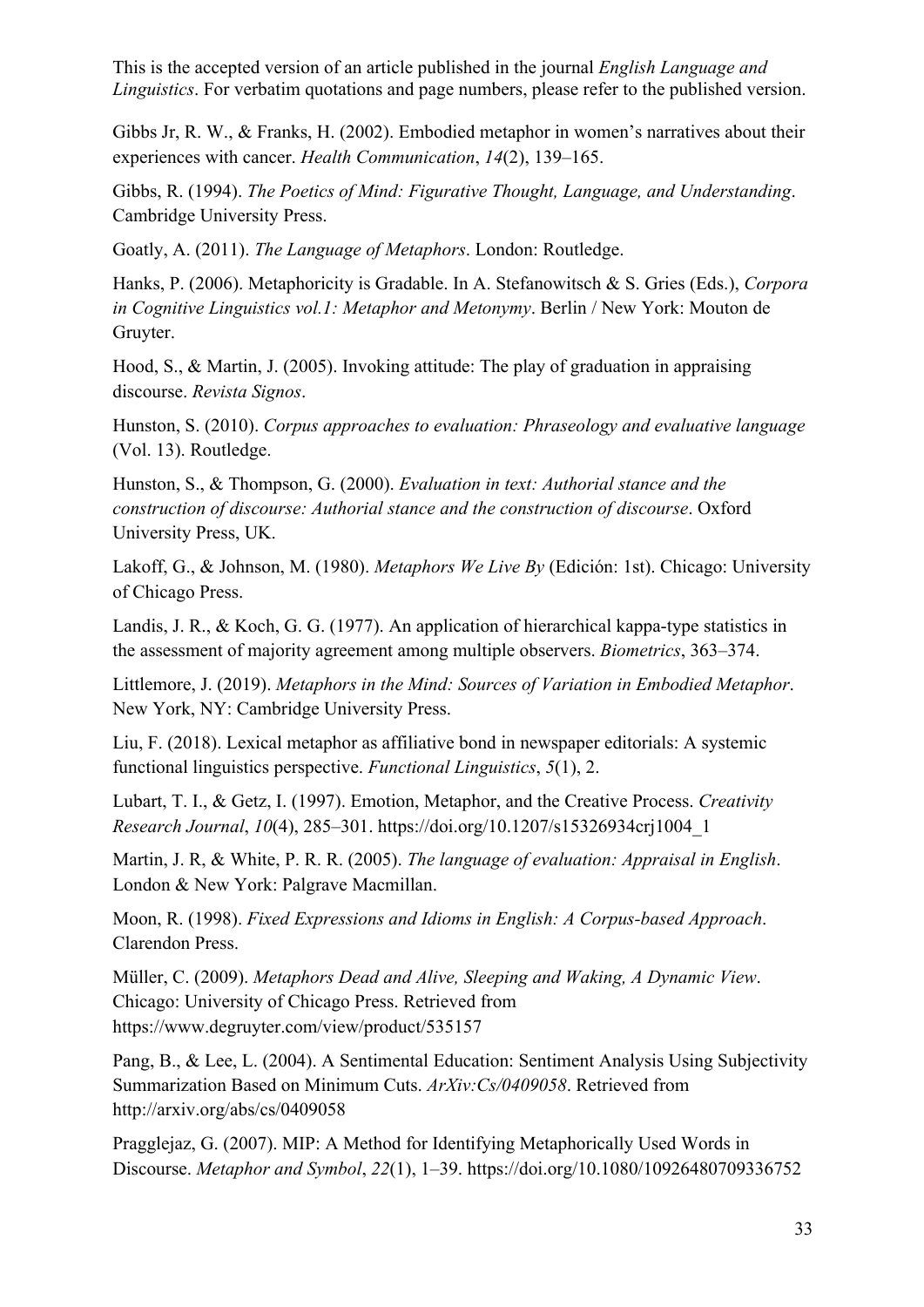This is the accepted version of an article published in the journal *English Language and Linguistics*. For verbatim quotations and page numbers, please refer to the published version.

Gibbs Jr, R. W., & Franks, H. (2002). Embodied metaphor in women's narratives about their experiences with cancer. *Health Communication*, *14*(2), 139–165.

Gibbs, R. (1994). *The Poetics of Mind: Figurative Thought, Language, and Understanding*. Cambridge University Press.

Goatly, A. (2011). *The Language of Metaphors*. London: Routledge.

Hanks, P. (2006). Metaphoricity is Gradable. In A. Stefanowitsch & S. Gries (Eds.), *Corpora in Cognitive Linguistics vol.1: Metaphor and Metonymy*. Berlin / New York: Mouton de Gruyter.

Hood, S., & Martin, J. (2005). Invoking attitude: The play of graduation in appraising discourse. *Revista Signos*.

Hunston, S. (2010). *Corpus approaches to evaluation: Phraseology and evaluative language* (Vol. 13). Routledge.

Hunston, S., & Thompson, G. (2000). *Evaluation in text: Authorial stance and the construction of discourse: Authorial stance and the construction of discourse*. Oxford University Press, UK.

Lakoff, G., & Johnson, M. (1980). *Metaphors We Live By* (Edición: 1st). Chicago: University of Chicago Press.

Landis, J. R., & Koch, G. G. (1977). An application of hierarchical kappa-type statistics in the assessment of majority agreement among multiple observers. *Biometrics*, 363–374.

Littlemore, J. (2019). *Metaphors in the Mind: Sources of Variation in Embodied Metaphor*. New York, NY: Cambridge University Press.

Liu, F. (2018). Lexical metaphor as affiliative bond in newspaper editorials: A systemic functional linguistics perspective. *Functional Linguistics*, *5*(1), 2.

Lubart, T. I., & Getz, I. (1997). Emotion, Metaphor, and the Creative Process. *Creativity Research Journal*, *10*(4), 285–301. https://doi.org/10.1207/s15326934crj1004_1

Martin, J. R, & White, P. R. R. (2005). *The language of evaluation: Appraisal in English*. London & New York: Palgrave Macmillan.

Moon, R. (1998). *Fixed Expressions and Idioms in English: A Corpus-based Approach*. Clarendon Press.

Müller, C. (2009). *Metaphors Dead and Alive, Sleeping and Waking, A Dynamic View*. Chicago: University of Chicago Press. Retrieved from https://www.degruyter.com/view/product/535157

Pang, B., & Lee, L. (2004). A Sentimental Education: Sentiment Analysis Using Subjectivity Summarization Based on Minimum Cuts. *ArXiv:Cs/0409058*. Retrieved from http://arxiv.org/abs/cs/0409058

Pragglejaz, G. (2007). MIP: A Method for Identifying Metaphorically Used Words in Discourse. *Metaphor and Symbol*, *22*(1), 1–39. https://doi.org/10.1080/10926480709336752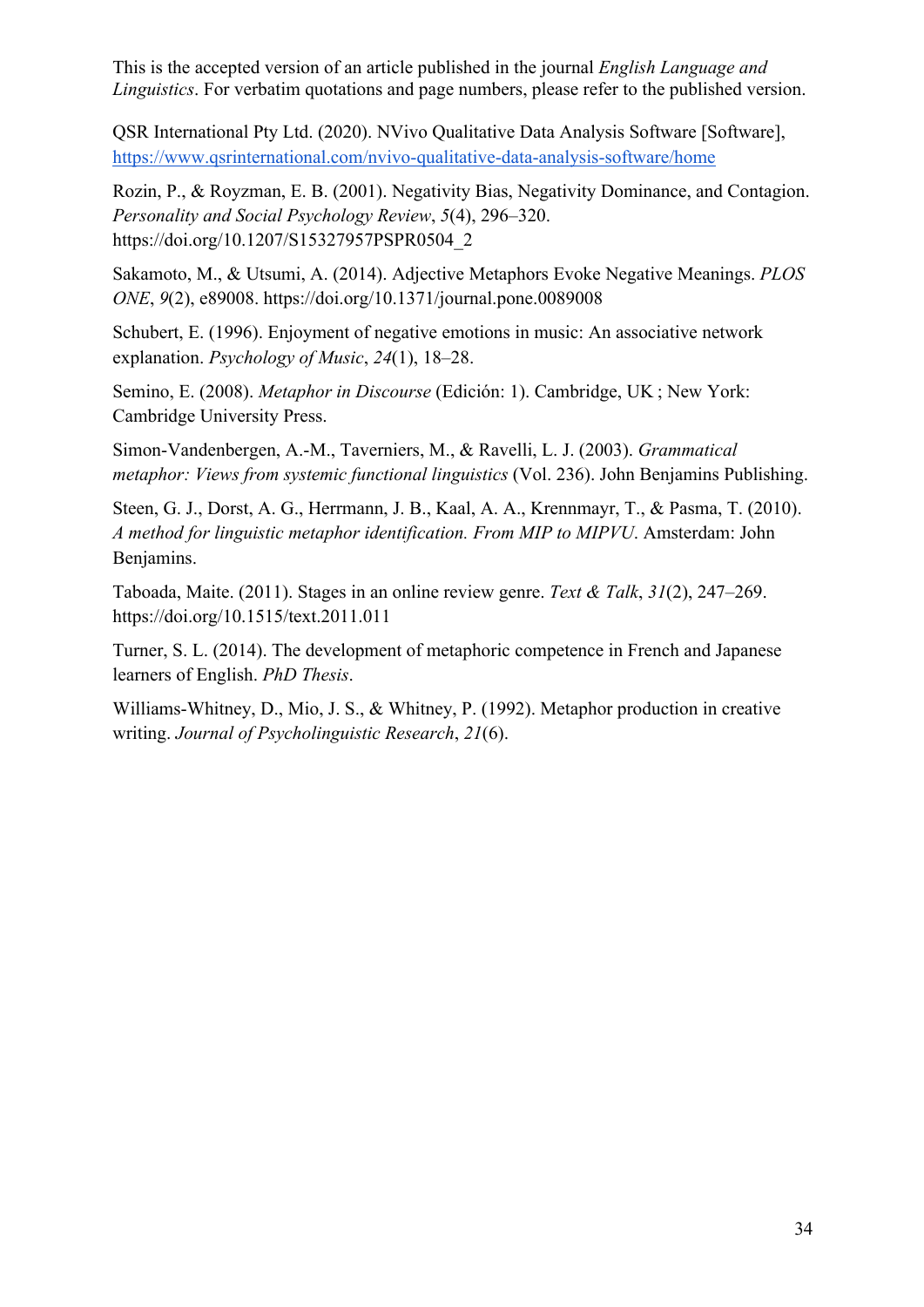This is the accepted version of an article published in the journal *English Language and Linguistics*. For verbatim quotations and page numbers, please refer to the published version.

QSR International Pty Ltd. (2020). NVivo Qualitative Data Analysis Software [Software], https://www.qsrinternational.com/nvivo-qualitative-data-analysis-software/home

Rozin, P., & Royzman, E. B. (2001). Negativity Bias, Negativity Dominance, and Contagion. *Personality and Social Psychology Review*, *5*(4), 296–320. https://doi.org/10.1207/S15327957PSPR0504_2

Sakamoto, M., & Utsumi, A. (2014). Adjective Metaphors Evoke Negative Meanings. *PLOS ONE*, *9*(2), e89008. https://doi.org/10.1371/journal.pone.0089008

Schubert, E. (1996). Enjoyment of negative emotions in music: An associative network explanation. *Psychology of Music*, *24*(1), 18–28.

Semino, E. (2008). *Metaphor in Discourse* (Edición: 1). Cambridge, UK ; New York: Cambridge University Press.

Simon-Vandenbergen, A.-M., Taverniers, M., & Ravelli, L. J. (2003). *Grammatical metaphor: Views from systemic functional linguistics* (Vol. 236). John Benjamins Publishing.

Steen, G. J., Dorst, A. G., Herrmann, J. B., Kaal, A. A., Krennmayr, T., & Pasma, T. (2010). *A method for linguistic metaphor identification. From MIP to MIPVU*. Amsterdam: John Benjamins.

Taboada, Maite. (2011). Stages in an online review genre. *Text & Talk*, *31*(2), 247–269. https://doi.org/10.1515/text.2011.011

Turner, S. L. (2014). The development of metaphoric competence in French and Japanese learners of English. *PhD Thesis*.

Williams-Whitney, D., Mio, J. S., & Whitney, P. (1992). Metaphor production in creative writing. *Journal of Psycholinguistic Research*, *21*(6).